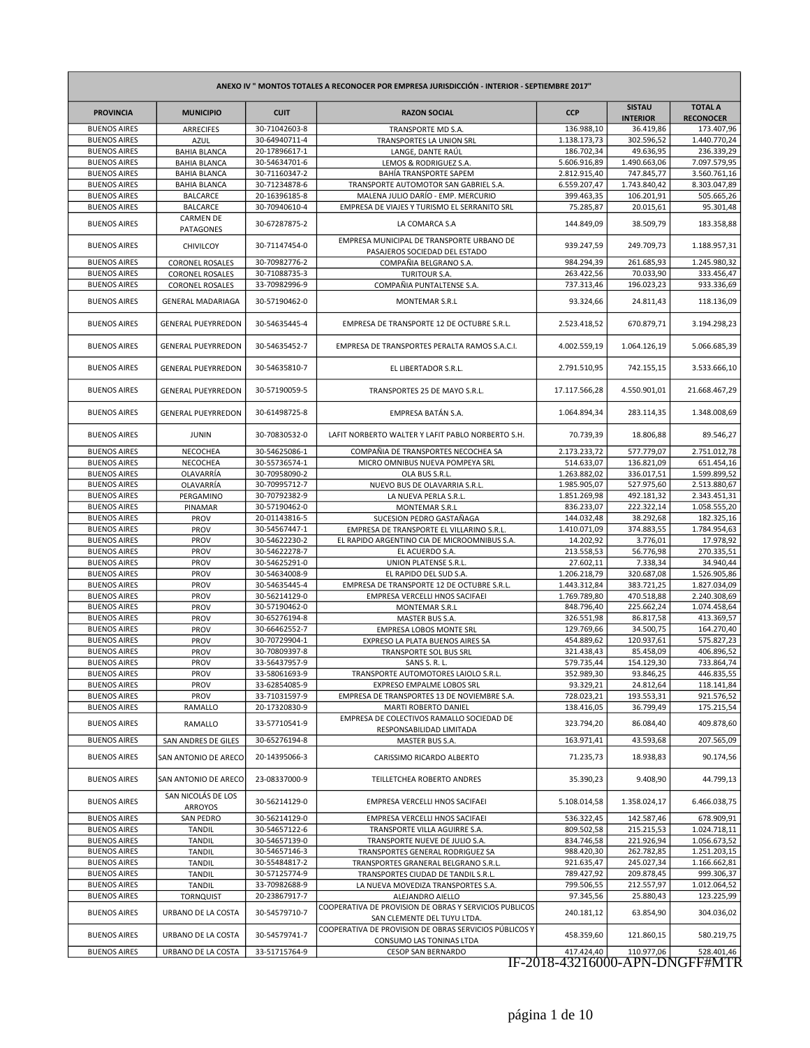| ANEXO IV " MONTOS TOTALES A RECONOCER POR EMPRESA JURISDICCIÓN - INTERIOR - SEPTIEMBRE 2017" | | | | | | |
|---|---|---|---|---|---|---|
| PROVINCIA | MUNICIPIO | CUIT | RAZON SOCIAL | CCP | SISTAU INTERIOR | TOTAL A RECONOCER |
| BUENOS AIRES | ARRECIFES | 30-71042603-8 | TRANSPORTE MD S.A. | 136.988,10 | 36.419,86 | 173.407,96 |
| BUENOS AIRES | AZUL | 30-64940711-4 | TRANSPORTES LA UNION SRL | 1.138.173,73 | 302.596,52 | 1.440.770,24 |
| BUENOS AIRES | BAHIA BLANCA | 20-17896617-1 | LANGE, DANTE RAÚL | 186.702,34 | 49.636,95 | 236.339,29 |
| BUENOS AIRES | BAHIA BLANCA | 30-54634701-6 | LEMOS & RODRIGUEZ S.A. | 5.606.916,89 | 1.490.663,06 | 7.097.579,95 |
| BUENOS AIRES | BAHIA BLANCA | 30-71160347-2 | BAHÍA TRANSPORTE SAPEM | 2.812.915,40 | 747.845,77 | 3.560.761,16 |
| BUENOS AIRES | BAHIA BLANCA | 30-71234878-6 | TRANSPORTE AUTOMOTOR SAN GABRIEL S.A. | 6.559.207,47 | 1.743.840,42 | 8.303.047,89 |
| BUENOS AIRES | BALCARCE | 20-16396185-8 | MALENA JULIO DARÍO - EMP. MERCURIO | 399.463,35 | 106.201,91 | 505.665,26 |
| BUENOS AIRES | BALCARCE | 30-70940610-4 | EMPRESA DE VIAJES Y TURISMO EL SERRANITO SRL | 75.285,87 | 20.015,61 | 95.301,48 |
| BUENOS AIRES | CARMEN DE PATAGONES | 30-67287875-2 | LA COMARCA S.A | 144.849,09 | 38.509,79 | 183.358,88 |
| BUENOS AIRES | CHIVILCOY | 30-71147454-0 | EMPRESA MUNICIPAL DE TRANSPORTE URBANO DE PASAJEROS SOCIEDAD DEL ESTADO | 939.247,59 | 249.709,73 | 1.188.957,31 |
| BUENOS AIRES | CORONEL ROSALES | 30-70982776-2 | COMPAÑIA BELGRANO S.A. | 984.294,39 | 261.685,93 | 1.245.980,32 |
| BUENOS AIRES | CORONEL ROSALES | 30-71088735-3 | TURITOUR S.A. | 263.422,56 | 70.033,90 | 333.456,47 |
| BUENOS AIRES | CORONEL ROSALES | 33-70982996-9 | COMPAÑIA PUNTALTENSE S.A. | 737.313,46 | 196.023,23 | 933.336,69 |
| BUENOS AIRES | GENERAL MADARIAGA | 30-57190462-0 | MONTEMAR S.R.L | 93.324,66 | 24.811,43 | 118.136,09 |
| BUENOS AIRES | GENERAL PUEYRREDON | 30-54635445-4 | EMPRESA DE TRANSPORTE 12 DE OCTUBRE S.R.L. | 2.523.418,52 | 670.879,71 | 3.194.298,23 |
| BUENOS AIRES | GENERAL PUEYRREDON | 30-54635452-7 | EMPRESA DE TRANSPORTES PERALTA RAMOS S.A.C.I. | 4.002.559,19 | 1.064.126,19 | 5.066.685,39 |
| BUENOS AIRES | GENERAL PUEYRREDON | 30-54635810-7 | EL LIBERTADOR S.R.L. | 2.791.510,95 | 742.155,15 | 3.533.666,10 |
| BUENOS AIRES | GENERAL PUEYRREDON | 30-57190059-5 | TRANSPORTES 25 DE MAYO S.R.L. | 17.117.566,28 | 4.550.901,01 | 21.668.467,29 |
| BUENOS AIRES | GENERAL PUEYRREDON | 30-61498725-8 | EMPRESA BATÁN S.A. | 1.064.894,34 | 283.114,35 | 1.348.008,69 |
| BUENOS AIRES | JUNIN | 30-70830532-0 | LAFIT NORBERTO WALTER Y LAFIT PABLO NORBERTO S.H. | 70.739,39 | 18.806,88 | 89.546,27 |
| BUENOS AIRES | NECOCHEA | 30-54625086-1 | COMPAÑIA DE TRANSPORTES NECOCHEA SA | 2.173.233,72 | 577.779,07 | 2.751.012,78 |
| BUENOS AIRES | NECOCHEA | 30-55736574-1 | MICRO OMNIBUS NUEVA POMPEYA SRL | 514.633,07 | 136.821,09 | 651.454,16 |
| BUENOS AIRES | OLAVARRÍA | 30-70958090-2 | OLA BUS S.R.L. | 1.263.882,02 | 336.017,51 | 1.599.899,52 |
| BUENOS AIRES | OLAVARRÍA | 30-70995712-7 | NUEVO BUS DE OLAVARRIA S.R.L. | 1.985.905,07 | 527.975,60 | 2.513.880,67 |
| BUENOS AIRES | PERGAMINO | 30-70792382-9 | LA NUEVA PERLA S.R.L. | 1.851.269,98 | 492.181,32 | 2.343.451,31 |
| BUENOS AIRES | PINAMAR | 30-57190462-0 | MONTEMAR S.R.L | 836.233,07 | 222.322,14 | 1.058.555,20 |
| BUENOS AIRES | PROV | 20-01143816-5 | SUCESION PEDRO GASTAÑAGA | 144.032,48 | 38.292,68 | 182.325,16 |
| BUENOS AIRES | PROV | 30-54567447-1 | EMPRESA DE TRANSPORTE EL VILLARINO S.R.L. | 1.410.071,09 | 374.883,55 | 1.784.954,63 |
| BUENOS AIRES | PROV | 30-54622230-2 | EL RAPIDO ARGENTINO CIA DE MICROOMNIBUS S.A. | 14.202,92 | 3.776,01 | 17.978,92 |
| BUENOS AIRES | PROV | 30-54622278-7 | EL ACUERDO S.A. | 213.558,53 | 56.776,98 | 270.335,51 |
| BUENOS AIRES | PROV | 30-54625291-0 | UNION PLATENSE S.R.L. | 27.602,11 | 7.338,34 | 34.940,44 |
| BUENOS AIRES | PROV | 30-54634008-9 | EL RAPIDO DEL SUD S.A. | 1.206.218,79 | 320.687,08 | 1.526.905,86 |
| BUENOS AIRES | PROV | 30-54635445-4 | EMPRESA DE TRANSPORTE 12 DE OCTUBRE S.R.L. | 1.443.312,84 | 383.721,25 | 1.827.034,09 |
| BUENOS AIRES | PROV | 30-56214129-0 | EMPRESA VERCELLI HNOS SACIFAEI | 1.769.789,80 | 470.518,88 | 2.240.308,69 |
| BUENOS AIRES | PROV | 30-57190462-0 | MONTEMAR S.R.L | 848.796,40 | 225.662,24 | 1.074.458,64 |
| BUENOS AIRES | PROV | 30-65276194-8 | MASTER BUS S.A. | 326.551,98 | 86.817,58 | 413.369,57 |
| BUENOS AIRES | PROV | 30-66462552-7 | EMPRESA LOBOS MONTE SRL | 129.769,66 | 34.500,75 | 164.270,40 |
| BUENOS AIRES | PROV | 30-70729904-1 | EXPRESO LA PLATA BUENOS AIRES SA | 454.889,62 | 120.937,61 | 575.827,23 |
| BUENOS AIRES | PROV | 30-70809397-8 | TRANSPORTE SOL BUS SRL | 321.438,43 | 85.458,09 | 406.896,52 |
| BUENOS AIRES | PROV | 33-56437957-9 | SANS S. R. L. | 579.735,44 | 154.129,30 | 733.864,74 |
| BUENOS AIRES | PROV | 33-58061693-9 | TRANSPORTE AUTOMOTORES LAIOLO S.R.L. | 352.989,30 | 93.846,25 | 446.835,55 |
| BUENOS AIRES | PROV | 33-62854085-9 | EXPRESO EMPALME LOBOS SRL | 93.329,21 | 24.812,64 | 118.141,84 |
| BUENOS AIRES | PROV | 33-71031597-9 | EMPRESA DE TRANSPORTES 13 DE NOVIEMBRE S.A. | 728.023,21 | 193.553,31 | 921.576,52 |
| BUENOS AIRES | RAMALLO | 20-17320830-9 | MARTI ROBERTO DANIEL | 138.416,05 | 36.799,49 | 175.215,54 |
| BUENOS AIRES | RAMALLO | 33-57710541-9 | EMPRESA DE COLECTIVOS RAMALLO SOCIEDAD DE RESPONSABILIDAD LIMITADA | 323.794,20 | 86.084,40 | 409.878,60 |
| BUENOS AIRES | SAN ANDRES DE GILES | 30-65276194-8 | MASTER BUS S.A. | 163.971,41 | 43.593,68 | 207.565,09 |
| BUENOS AIRES | SAN ANTONIO DE ARECO | 20-14395066-3 | CARISSIMO RICARDO ALBERTO | 71.235,73 | 18.938,83 | 90.174,56 |
| BUENOS AIRES | SAN ANTONIO DE ARECO | 23-08337000-9 | TEILLETCHEA ROBERTO ANDRES | 35.390,23 | 9.408,90 | 44.799,13 |
| BUENOS AIRES | SAN NICOLÁS DE LOS ARROYOS | 30-56214129-0 | EMPRESA VERCELLI HNOS SACIFAEI | 5.108.014,58 | 1.358.024,17 | 6.466.038,75 |
| BUENOS AIRES | SAN PEDRO | 30-56214129-0 | EMPRESA VERCELLI HNOS SACIFAEI | 536.322,45 | 142.587,46 | 678.909,91 |
| BUENOS AIRES | TANDIL | 30-54657122-6 | TRANSPORTE VILLA AGUIRRE S.A. | 809.502,58 | 215.215,53 | 1.024.718,11 |
| BUENOS AIRES | TANDIL | 30-54657139-0 | TRANSPORTE NUEVE DE JULIO S.A. | 834.746,58 | 221.926,94 | 1.056.673,52 |
| BUENOS AIRES | TANDIL | 30-54657146-3 | TRANSPORTES GENERAL RODRIGUEZ SA | 988.420,30 | 262.782,85 | 1.251.203,15 |
| BUENOS AIRES | TANDIL | 30-55484817-2 | TRANSPORTES GRANERAL BELGRANO S.R.L. | 921.635,47 | 245.027,34 | 1.166.662,81 |
| BUENOS AIRES | TANDIL | 30-57125774-9 | TRANSPORTES CIUDAD DE TANDIL S.R.L. | 789.427,92 | 209.878,45 | 999.306,37 |
| BUENOS AIRES | TANDIL | 33-70982688-9 | LA NUEVA MOVEDIZA TRANSPORTES S.A. | 799.506,55 | 212.557,97 | 1.012.064,52 |
| BUENOS AIRES | TORNQUIST | 20-23867917-7 | ALEJANDRO AIELLO | 97.345,56 | 25.880,43 | 123.225,99 |
| BUENOS AIRES | URBANO DE LA COSTA | 30-54579710-7 | COOPERATIVA DE PROVISION DE OBRAS Y SERVICIOS PUBLICOS SAN CLEMENTE DEL TUYU LTDA. | 240.181,12 | 63.854,90 | 304.036,02 |
| BUENOS AIRES | URBANO DE LA COSTA | 30-54579741-7 | COOPERATIVA DE PROVISION DE OBRAS SERVICIOS PÚBLICOS Y CONSUMO LAS TONINAS LTDA | 458.359,60 | 121.860,15 | 580.219,75 |
| BUENOS AIRES | URBANO DE LA COSTA | 33-51715764-9 | CESOP SAN BERNARDO | 417.424,40 | 110.977,06 | 528.401,46 |

IF-2018-43216000-APN-DNGFF#MTR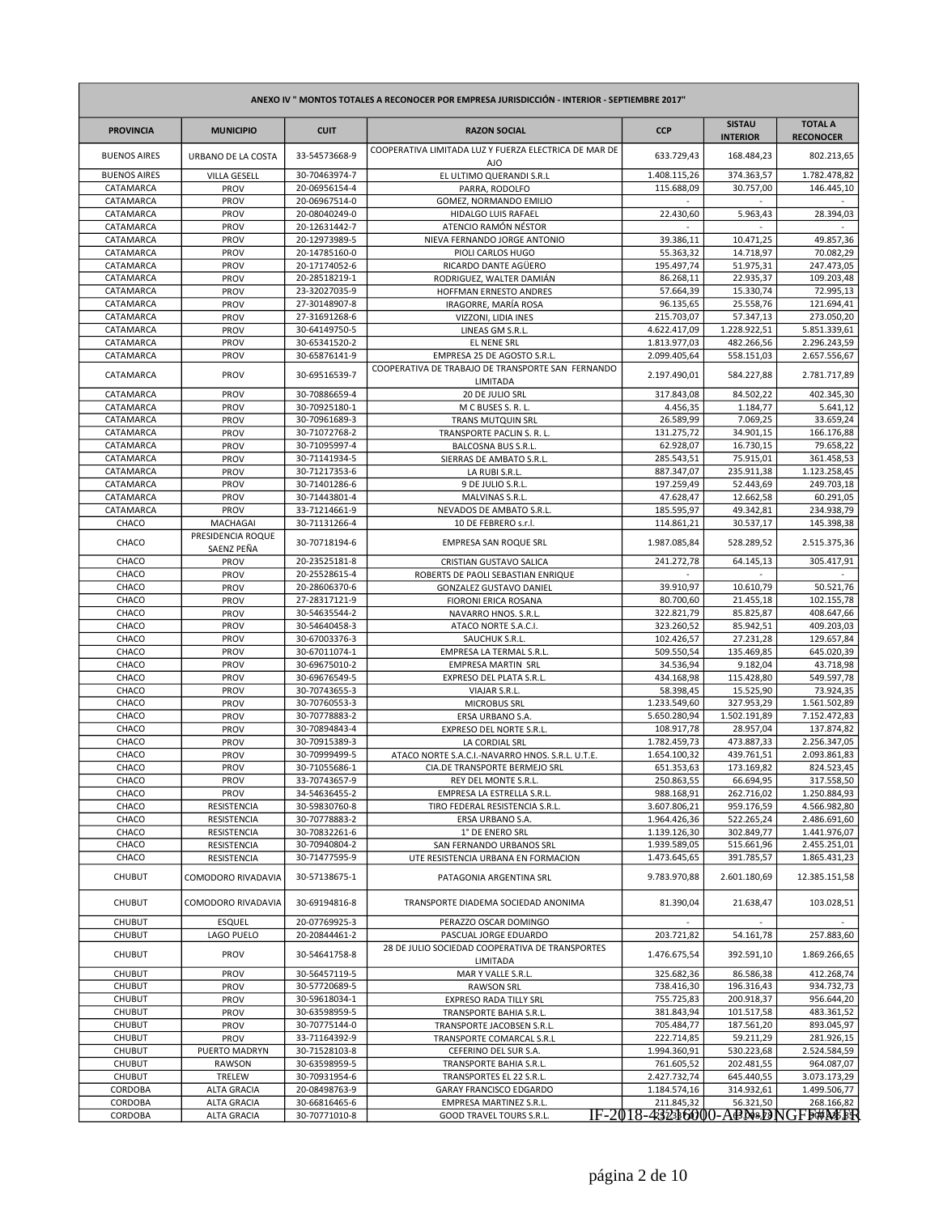| ANEXO IV " MONTOS TOTALES A RECONOCER POR EMPRESA JURISDICCIÓN - INTERIOR - SEPTIEMBRE 2017" | | | | | | |
|---|---|---|---|---|---|---|
| PROVINCIA | MUNICIPIO | CUIT | RAZON SOCIAL | CCP | SISTAU INTERIOR | TOTAL A RECONOCER |
| BUENOS AIRES | URBANO DE LA COSTA | 33-54573668-9 | COOPERATIVA LIMITADA LUZ Y FUERZA ELECTRICA DE MAR DE AJO | 633.729,43 | 168.484,23 | 802.213,65 |
| BUENOS AIRES | VILLA GESELL | 30-70463974-7 | EL ULTIMO QUERANDI S.R.L | 1.408.115,26 | 374.363,57 | 1.782.478,82 |
| CATAMARCA | PROV | 20-06956154-4 | PARRA, RODOLFO | 115.688,09 | 30.757,00 | 146.445,10 |
| CATAMARCA | PROV | 20-06967514-0 | GOMEZ, NORMANDO EMILIO | - | - | - |
| CATAMARCA | PROV | 20-08040249-0 | HIDALGO LUIS RAFAEL | 22.430,60 | 5.963,43 | 28.394,03 |
| CATAMARCA | PROV | 20-12631442-7 | ATENCIO RAMÓN NÉSTOR | - | - | - |
| CATAMARCA | PROV | 20-12973989-5 | NIEVA FERNANDO JORGE ANTONIO | 39.386,11 | 10.471,25 | 49.857,36 |
| CATAMARCA | PROV | 20-14785160-0 | PIOLI CARLOS HUGO | 55.363,32 | 14.718,97 | 70.082,29 |
| CATAMARCA | PROV | 20-17174052-6 | RICARDO DANTE AGÜERO | 195.497,74 | 51.975,31 | 247.473,05 |
| CATAMARCA | PROV | 20-28518219-1 | RODRIGUEZ, WALTER DAMIÁN | 86.268,11 | 22.935,37 | 109.203,48 |
| CATAMARCA | PROV | 23-32027035-9 | HOFFMAN ERNESTO ANDRES | 57.664,39 | 15.330,74 | 72.995,13 |
| CATAMARCA | PROV | 27-30148907-8 | IRAGORRE, MARÍA ROSA | 96.135,65 | 25.558,76 | 121.694,41 |
| CATAMARCA | PROV | 27-31691268-6 | VIZZONI, LIDIA INES | 215.703,07 | 57.347,13 | 273.050,20 |
| CATAMARCA | PROV | 30-64149750-5 | LINEAS GM S.R.L. | 4.622.417,09 | 1.228.922,51 | 5.851.339,61 |
| CATAMARCA | PROV | 30-65341520-2 | EL NENE SRL | 1.813.977,03 | 482.266,56 | 2.296.243,59 |
| CATAMARCA | PROV | 30-65876141-9 | EMPRESA 25 DE AGOSTO S.R.L. | 2.099.405,64 | 558.151,03 | 2.657.556,67 |
| CATAMARCA | PROV | 30-69516539-7 | COOPERATIVA DE TRABAJO DE TRANSPORTE SAN FERNANDO LIMITADA | 2.197.490,01 | 584.227,88 | 2.781.717,89 |
| CATAMARCA | PROV | 30-70886659-4 | 20 DE JULIO SRL | 317.843,08 | 84.502,22 | 402.345,30 |
| CATAMARCA | PROV | 30-70925180-1 | M C BUSES S. R. L. | 4.456,35 | 1.184,77 | 5.641,12 |
| CATAMARCA | PROV | 30-70961689-3 | TRANS MUTQUIN SRL | 26.589,99 | 7.069,25 | 33.659,24 |
| CATAMARCA | PROV | 30-71072768-2 | TRANSPORTE PACLIN S. R. L. | 131.275,72 | 34.901,15 | 166.176,88 |
| CATAMARCA | PROV | 30-71095997-4 | BALCOSNA BUS S.R.L. | 62.928,07 | 16.730,15 | 79.658,22 |
| CATAMARCA | PROV | 30-71141934-5 | SIERRAS DE AMBATO S.R.L. | 285.543,51 | 75.915,01 | 361.458,53 |
| CATAMARCA | PROV | 30-71217353-6 | LA RUBI S.R.L. | 887.347,07 | 235.911,38 | 1.123.258,45 |
| CATAMARCA | PROV | 30-71401286-6 | 9 DE JULIO S.R.L. | 197.259,49 | 52.443,69 | 249.703,18 |
| CATAMARCA | PROV | 30-71443801-4 | MALVINAS S.R.L. | 47.628,47 | 12.662,58 | 60.291,05 |
| CATAMARCA | PROV | 33-71214661-9 | NEVADOS DE AMBATO S.R.L. | 185.595,97 | 49.342,81 | 234.938,79 |
| CHACO | MACHAGAI | 30-71131266-4 | 10 DE FEBRERO s.r.l. | 114.861,21 | 30.537,17 | 145.398,38 |
| CHACO | PRESIDENCIA ROQUE SAENZ PEÑA | 30-70718194-6 | EMPRESA SAN ROQUE SRL | 1.987.085,84 | 528.289,52 | 2.515.375,36 |
| CHACO | PROV | 20-23525181-8 | CRISTIAN GUSTAVO SALICA | 241.272,78 | 64.145,13 | 305.417,91 |
| CHACO | PROV | 20-25528615-4 | ROBERTS DE PAOLI SEBASTIAN ENRIQUE | - | - | - |
| CHACO | PROV | 20-28606370-6 | GONZALEZ GUSTAVO DANIEL | 39.910,97 | 10.610,79 | 50.521,76 |
| CHACO | PROV | 27-28317121-9 | FIORONI ERICA ROSANA | 80.700,60 | 21.455,18 | 102.155,78 |
| CHACO | PROV | 30-54635544-2 | NAVARRO HNOS. S.R.L. | 322.821,79 | 85.825,87 | 408.647,66 |
| CHACO | PROV | 30-54640458-3 | ATACO NORTE S.A.C.I. | 323.260,52 | 85.942,51 | 409.203,03 |
| CHACO | PROV | 30-67003376-3 | SAUCHUK S.R.L. | 102.426,57 | 27.231,28 | 129.657,84 |
| CHACO | PROV | 30-67011074-1 | EMPRESA LA TERMAL S.R.L. | 509.550,54 | 135.469,85 | 645.020,39 |
| CHACO | PROV | 30-69675010-2 | EMPRESA MARTIN SRL | 34.536,94 | 9.182,04 | 43.718,98 |
| CHACO | PROV | 30-69676549-5 | EXPRESO DEL PLATA S.R.L. | 434.168,98 | 115.428,80 | 549.597,78 |
| CHACO | PROV | 30-70743655-3 | VIAJAR S.R.L. | 58.398,45 | 15.525,90 | 73.924,35 |
| CHACO | PROV | 30-70760553-3 | MICROBUS SRL | 1.233.549,60 | 327.953,29 | 1.561.502,89 |
| CHACO | PROV | 30-70778883-2 | ERSA URBANO S.A. | 5.650.280,94 | 1.502.191,89 | 7.152.472,83 |
| CHACO | PROV | 30-70894843-4 | EXPRESO DEL NORTE S.R.L. | 108.917,78 | 28.957,04 | 137.874,82 |
| CHACO | PROV | 30-70915389-3 | LA CORDIAL SRL | 1.782.459,73 | 473.887,33 | 2.256.347,05 |
| CHACO | PROV | 30-70999499-5 | ATACO NORTE S.A.C.I.-NAVARRO HNOS. S.R.L. U.T.E. | 1.654.100,32 | 439.761,51 | 2.093.861,83 |
| CHACO | PROV | 30-71055686-1 | CIA.DE TRANSPORTE BERMEJO SRL | 651.353,63 | 173.169,82 | 824.523,45 |
| CHACO | PROV | 33-70743657-9 | REY DEL MONTE S.R.L. | 250.863,55 | 66.694,95 | 317.558,50 |
| CHACO | PROV | 34-54636455-2 | EMPRESA LA ESTRELLA S.R.L. | 988.168,91 | 262.716,02 | 1.250.884,93 |
| CHACO | RESISTENCIA | 30-59830760-8 | TIRO FEDERAL RESISTENCIA S.R.L. | 3.607.806,21 | 959.176,59 | 4.566.982,80 |
| CHACO | RESISTENCIA | 30-70778883-2 | ERSA URBANO S.A. | 1.964.426,36 | 522.265,24 | 2.486.691,60 |
| CHACO | RESISTENCIA | 30-70832261-6 | 1° DE ENERO SRL | 1.139.126,30 | 302.849,77 | 1.441.976,07 |
| CHACO | RESISTENCIA | 30-70940804-2 | SAN FERNANDO URBANOS SRL | 1.939.589,05 | 515.661,96 | 2.455.251,01 |
| CHACO | RESISTENCIA | 30-71477595-9 | UTE RESISTENCIA URBANA EN FORMACION | 1.473.645,65 | 391.785,57 | 1.865.431,23 |
| CHUBUT | COMODORO RIVADAVIA | 30-57138675-1 | PATAGONIA ARGENTINA SRL | 9.783.970,88 | 2.601.180,69 | 12.385.151,58 |
| CHUBUT | COMODORO RIVADAVIA | 30-69194816-8 | TRANSPORTE DIADEMA SOCIEDAD ANONIMA | 81.390,04 | 21.638,47 | 103.028,51 |
| CHUBUT | ESQUEL | 20-07769925-3 | PERAZZO OSCAR DOMINGO | - | - | - |
| CHUBUT | LAGO PUELO | 20-20844461-2 | PASCUAL JORGE EDUARDO | 203.721,82 | 54.161,78 | 257.883,60 |
| CHUBUT | PROV | 30-54641758-8 | 28 DE JULIO SOCIEDAD COOPERATIVA DE TRANSPORTES LIMITADA | 1.476.675,54 | 392.591,10 | 1.869.266,65 |
| CHUBUT | PROV | 30-56457119-5 | MAR Y VALLE S.R.L. | 325.682,36 | 86.586,38 | 412.268,74 |
| CHUBUT | PROV | 30-57720689-5 | RAWSON SRL | 738.416,30 | 196.316,43 | 934.732,73 |
| CHUBUT | PROV | 30-59618034-1 | EXPRESO RADA TILLY SRL | 755.725,83 | 200.918,37 | 956.644,20 |
| CHUBUT | PROV | 30-63598959-5 | TRANSPORTE BAHIA S.R.L. | 381.843,94 | 101.517,58 | 483.361,52 |
| CHUBUT | PROV | 30-70775144-0 | TRANSPORTE JACOBSEN S.R.L. | 705.484,77 | 187.561,20 | 893.045,97 |
| CHUBUT | PROV | 33-71164392-9 | TRANSPORTE COMARCAL S.R.L | 222.714,85 | 59.211,29 | 281.926,15 |
| CHUBUT | PUERTO MADRYN | 30-71528103-8 | CEFERINO DEL SUR S.A. | 1.994.360,91 | 530.223,68 | 2.524.584,59 |
| CHUBUT | RAWSON | 30-63598959-5 | TRANSPORTE BAHIA S.R.L. | 761.605,52 | 202.481,55 | 964.087,07 |
| CHUBUT | TRELEW | 30-70931954-6 | TRANSPORTES EL 22 S.R.L. | 2.427.732,74 | 645.440,55 | 3.073.173,29 |
| CORDOBA | ALTA GRACIA | 20-08498763-9 | GARAY FRANCISCO EDGARDO | 1.184.574,16 | 314.932,61 | 1.499.506,77 |
| CORDOBA | ALTA GRACIA | 30-66816465-6 | EMPRESA MARTINEZ S.R.L. | 211.845,32 | 56.321,50 | 268.166,82 |
| CORDOBA | ALTA GRACIA | 30-70771010-8 | GOOD TRAVEL TOURS S.R.L. | | | |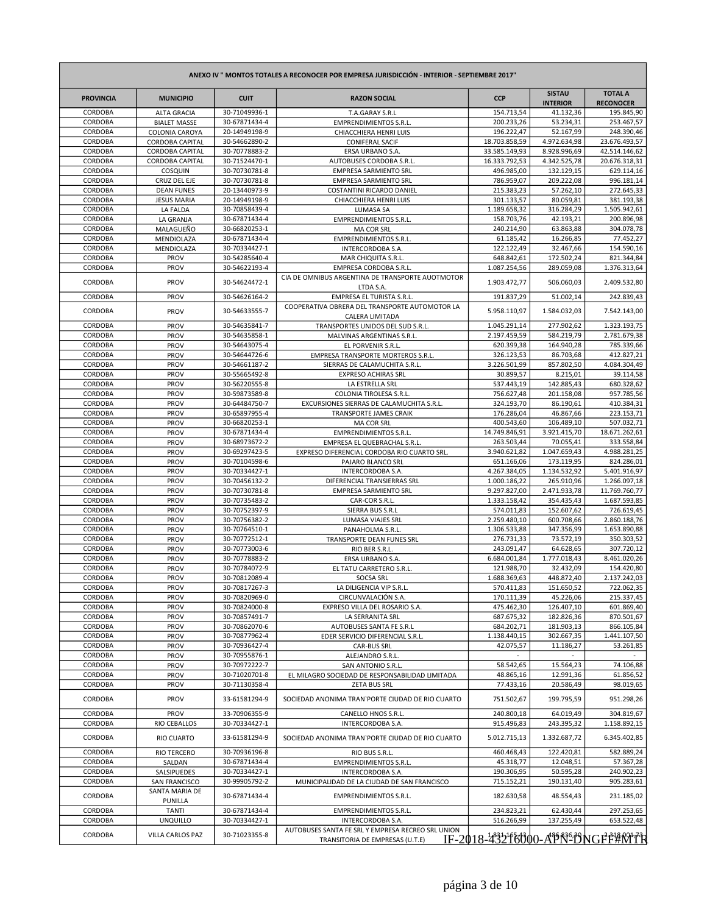| ANEXO IV " MONTOS TOTALES A RECONOCER POR EMPRESA JURISDICCIÓN - INTERIOR - SEPTIEMBRE 2017" | | | | | | |
|---|---|---|---|---|---|---|
| **PROVINCIA** | **MUNICIPIO** | **CUIT** | **RAZON SOCIAL** | **CCP** | **SISTAU INTERIOR** | **TOTAL A RECONOCER** |
| CORDOBA | ALTA GRACIA | 30-71049936-1 | T.A.GARAY S.R.L | 154.713,54 | 41.132,36 | 195.845,90 |
| CORDOBA | BIALET MASSE | 30-67871434-4 | EMPRENDIMIENTOS S.R.L. | 200.233,26 | 53.234,31 | 253.467,57 |
| CORDOBA | COLONIA CAROYA | 20-14949198-9 | CHIACCHIERA HENRI LUIS | 196.222,47 | 52.167,99 | 248.390,46 |
| CORDOBA | CORDOBA CAPITAL | 30-54662890-2 | CONIFERAL SACIF | 18.703.858,59 | 4.972.634,98 | 23.676.493,57 |
| CORDOBA | CORDOBA CAPITAL | 30-70778883-2 | ERSA URBANO S.A. | 33.585.149,93 | 8.928.996,69 | 42.514.146,62 |
| CORDOBA | CORDOBA CAPITAL | 30-71524470-1 | AUTOBUSES CORDOBA S.R.L. | 16.333.792,53 | 4.342.525,78 | 20.676.318,31 |
| CORDOBA | COSQUIN | 30-70730781-8 | EMPRESA SARMIENTO SRL | 496.985,00 | 132.129,15 | 629.114,16 |
| CORDOBA | CRUZ DEL EJE | 30-70730781-8 | EMPRESA SARMIENTO SRL | 786.959,07 | 209.222,08 | 996.181,14 |
| CORDOBA | DEAN FUNES | 20-13440973-9 | COSTANTINI RICARDO DANIEL | 215.383,23 | 57.262,10 | 272.645,33 |
| CORDOBA | JESUS MARIA | 20-14949198-9 | CHIACCHIERA HENRI LUIS | 301.133,57 | 80.059,81 | 381.193,38 |
| CORDOBA | LA FALDA | 30-70858439-4 | LUMASA SA | 1.189.658,32 | 316.284,29 | 1.505.942,61 |
| CORDOBA | LA GRANJA | 30-67871434-4 | EMPRENDIMIENTOS S.R.L. | 158.703,76 | 42.193,21 | 200.896,98 |
| CORDOBA | MALAGUEÑO | 30-66820253-1 | MA COR SRL | 240.214,90 | 63.863,88 | 304.078,78 |
| CORDOBA | MENDIOLAZA | 30-67871434-4 | EMPRENDIMIENTOS S.R.L. | 61.185,42 | 16.266,85 | 77.452,27 |
| CORDOBA | MENDIOLAZA | 30-70334427-1 | INTERCORDOBA S.A. | 122.122,49 | 32.467,66 | 154.590,16 |
| CORDOBA | PROV | 30-54285640-4 | MAR CHIQUITA S.R.L. | 648.842,61 | 172.502,24 | 821.344,84 |
| CORDOBA | PROV | 30-54622193-4 | EMPRESA CORDOBA S.R.L. | 1.087.254,56 | 289.059,08 | 1.376.313,64 |
| CORDOBA | PROV | 30-54624472-1 | CIA DE OMNIBUS ARGENTINA DE TRANSPORTE AUOTMOTOR LTDA S.A. | 1.903.472,77 | 506.060,03 | 2.409.532,80 |
| CORDOBA | PROV | 30-54626164-2 | EMPRESA EL TURISTA S.R.L. | 191.837,29 | 51.002,14 | 242.839,43 |
| CORDOBA | PROV | 30-54633555-7 | COOPERATIVA OBRERA DEL TRANSPORTE AUTOMOTOR LA CALERA LIMITADA | 5.958.110,97 | 1.584.032,03 | 7.542.143,00 |
| CORDOBA | PROV | 30-54635841-7 | TRANSPORTES UNIDOS DEL SUD S.R.L. | 1.045.291,14 | 277.902,62 | 1.323.193,75 |
| CORDOBA | PROV | 30-54635858-1 | MALVINAS ARGENTINAS S.R.L. | 2.197.459,59 | 584.219,79 | 2.781.679,38 |
| CORDOBA | PROV | 30-54643075-4 | EL PORVENIR S.R.L. | 620.399,38 | 164.940,28 | 785.339,66 |
| CORDOBA | PROV | 30-54644726-6 | EMPRESA TRANSPORTE MORTEROS S.R.L. | 326.123,53 | 86.703,68 | 412.827,21 |
| CORDOBA | PROV | 30-54661187-2 | SIERRAS DE CALAMUCHITA S.R.L. | 3.226.501,99 | 857.802,50 | 4.084.304,49 |
| CORDOBA | PROV | 30-55665492-8 | EXPRESO ACHIRAS SRL | 30.899,57 | 8.215,01 | 39.114,58 |
| CORDOBA | PROV | 30-56220555-8 | LA ESTRELLA SRL | 537.443,19 | 142.885,43 | 680.328,62 |
| CORDOBA | PROV | 30-59873589-8 | COLONIA TIROLESA S.R.L. | 756.627,48 | 201.158,08 | 957.785,56 |
| CORDOBA | PROV | 30-64484750-7 | EXCURSIONES SIERRAS DE CALAMUCHITA S.R.L. | 324.193,70 | 86.190,61 | 410.384,31 |
| CORDOBA | PROV | 30-65897955-4 | TRANSPORTE JAMES CRAIK | 176.286,04 | 46.867,66 | 223.153,71 |
| CORDOBA | PROV | 30-66820253-1 | MA COR SRL | 400.543,60 | 106.489,10 | 507.032,71 |
| CORDOBA | PROV | 30-67871434-4 | EMPRENDIMIENTOS S.R.L. | 14.749.846,91 | 3.921.415,70 | 18.671.262,61 |
| CORDOBA | PROV | 30-68973672-2 | EMPRESA EL QUEBRACHAL S.R.L. | 263.503,44 | 70.055,41 | 333.558,84 |
| CORDOBA | PROV | 30-69297423-5 | EXPRESO DIFERENCIAL CORDOBA RIO CUARTO SRL. | 3.940.621,82 | 1.047.659,43 | 4.988.281,25 |
| CORDOBA | PROV | 30-70104598-6 | PAJARO BLANCO SRL | 651.166,06 | 173.119,95 | 824.286,01 |
| CORDOBA | PROV | 30-70334427-1 | INTERCORDOBA S.A. | 4.267.384,05 | 1.134.532,92 | 5.401.916,97 |
| CORDOBA | PROV | 30-70456132-2 | DIFERENCIAL TRANSIERRAS SRL | 1.000.186,22 | 265.910,96 | 1.266.097,18 |
| CORDOBA | PROV | 30-70730781-8 | EMPRESA SARMIENTO SRL | 9.297.827,00 | 2.471.933,78 | 11.769.760,77 |
| CORDOBA | PROV | 30-70735483-2 | CAR-COR S.R.L. | 1.333.158,42 | 354.435,43 | 1.687.593,85 |
| CORDOBA | PROV | 30-70752397-9 | SIERRA BUS S.R.L | 574.011,83 | 152.607,62 | 726.619,45 |
| CORDOBA | PROV | 30-70756382-2 | LUMASA VIAJES SRL | 2.259.480,10 | 600.708,66 | 2.860.188,76 |
| CORDOBA | PROV | 30-70764510-1 | PANAHOLMA S.R.L. | 1.306.533,88 | 347.356,99 | 1.653.890,88 |
| CORDOBA | PROV | 30-70772512-1 | TRANSPORTE DEAN FUNES SRL | 276.731,33 | 73.572,19 | 350.303,52 |
| CORDOBA | PROV | 30-70773003-6 | RIO BER S.R.L. | 243.091,47 | 64.628,65 | 307.720,12 |
| CORDOBA | PROV | 30-70778883-2 | ERSA URBANO S.A. | 6.684.001,84 | 1.777.018,43 | 8.461.020,26 |
| CORDOBA | PROV | 30-70784072-9 | EL TATU CARRETERO S.R.L. | 121.988,70 | 32.432,09 | 154.420,80 |
| CORDOBA | PROV | 30-70812089-4 | SOCSA SRL | 1.688.369,63 | 448.872,40 | 2.137.242,03 |
| CORDOBA | PROV | 30-70817267-3 | LA DILIGENCIA VIP S.R.L. | 570.411,83 | 151.650,52 | 722.062,35 |
| CORDOBA | PROV | 30-70820969-0 | CIRCUNVALACIÓN S.A. | 170.111,39 | 45.226,06 | 215.337,45 |
| CORDOBA | PROV | 30-70824000-8 | EXPRESO VILLA DEL ROSARIO S.A. | 475.462,30 | 126.407,10 | 601.869,40 |
| CORDOBA | PROV | 30-70857491-7 | LA SERRANITA SRL | 687.675,32 | 182.826,36 | 870.501,67 |
| CORDOBA | PROV | 30-70862070-6 | AUTOBUSES SANTA FE S.R.L | 684.202,71 | 181.903,13 | 866.105,84 |
| CORDOBA | PROV | 30-70877962-4 | EDER SERVICIO DIFERENCIAL S.R.L. | 1.138.440,15 | 302.667,35 | 1.441.107,50 |
| CORDOBA | PROV | 30-70936427-4 | CAR-BUS SRL | 42.075,57 | 11.186,27 | 53.261,85 |
| CORDOBA | PROV | 30-70955876-1 | ALEJANDRO S.R.L. | - | - | - |
| CORDOBA | PROV | 30-70972222-7 | SAN ANTONIO S.R.L. | 58.542,65 | 15.564,23 | 74.106,88 |
| CORDOBA | PROV | 30-71020701-8 | EL MILAGRO SOCIEDAD DE RESPONSABILIDAD LIMITADA | 48.865,16 | 12.991,36 | 61.856,52 |
| CORDOBA | PROV | 30-71130358-4 | ZETA BUS SRL | 77.433,16 | 20.586,49 | 98.019,65 |
| CORDOBA | PROV | 33-61581294-9 | SOCIEDAD ANONIMA TRAN`PORTE CIUDAD DE RIO CUARTO | 751.502,67 | 199.795,59 | 951.298,26 |
| CORDOBA | PROV | 33-70906355-9 | CANELLO HNOS S.R.L. | 240.800,18 | 64.019,49 | 304.819,67 |
| CORDOBA | RIO CEBALLOS | 30-70334427-1 | INTERCORDOBA S.A. | 915.496,83 | 243.395,32 | 1.158.892,15 |
| CORDOBA | RIO CUARTO | 33-61581294-9 | SOCIEDAD ANONIMA TRAN`PORTE CIUDAD DE RIO CUARTO | 5.012.715,13 | 1.332.687,72 | 6.345.402,85 |
| CORDOBA | RIO TERCERO | 30-70936196-8 | RIO BUS S.R.L. | 460.468,43 | 122.420,81 | 582.889,24 |
| CORDOBA | SALDAN | 30-67871434-4 | EMPRENDIMIENTOS S.R.L. | 45.318,77 | 12.048,51 | 57.367,28 |
| CORDOBA | SALSIPUEDES | 30-70334427-1 | INTERCORDOBA S.A. | 190.306,95 | 50.595,28 | 240.902,23 |
| CORDOBA | SAN FRANCISCO | 30-99905792-2 | MUNICIPALIDAD DE LA CIUDAD DE SAN FRANCISCO | 715.152,21 | 190.131,40 | 905.283,61 |
| CORDOBA | SANTA MARIA DE PUNILLA | 30-67871434-4 | EMPRENDIMIENTOS S.R.L. | 182.630,58 | 48.554,43 | 231.185,02 |
| CORDOBA | TANTI | 30-67871434-4 | EMPRENDIMIENTOS S.R.L. | 234.823,21 | 62.430,44 | 297.253,65 |
| CORDOBA | UNQUILLO | 30-70334427-1 | INTERCORDOBA S.A. | 516.266,99 | 137.255,49 | 653.522,48 |
| CORDOBA | VILLA CARLOS PAZ | 30-71023355-8 | AUTOBUSES SANTA FE SRL Y EMPRESA RECREO SRL UNION TRANSITORIA DE EMPRESAS (U.T.E) | 1.831.165,43 | 486.836,30 | 2.318.001,73 |

IF-2018-43216000-APN-DNGFF#MTR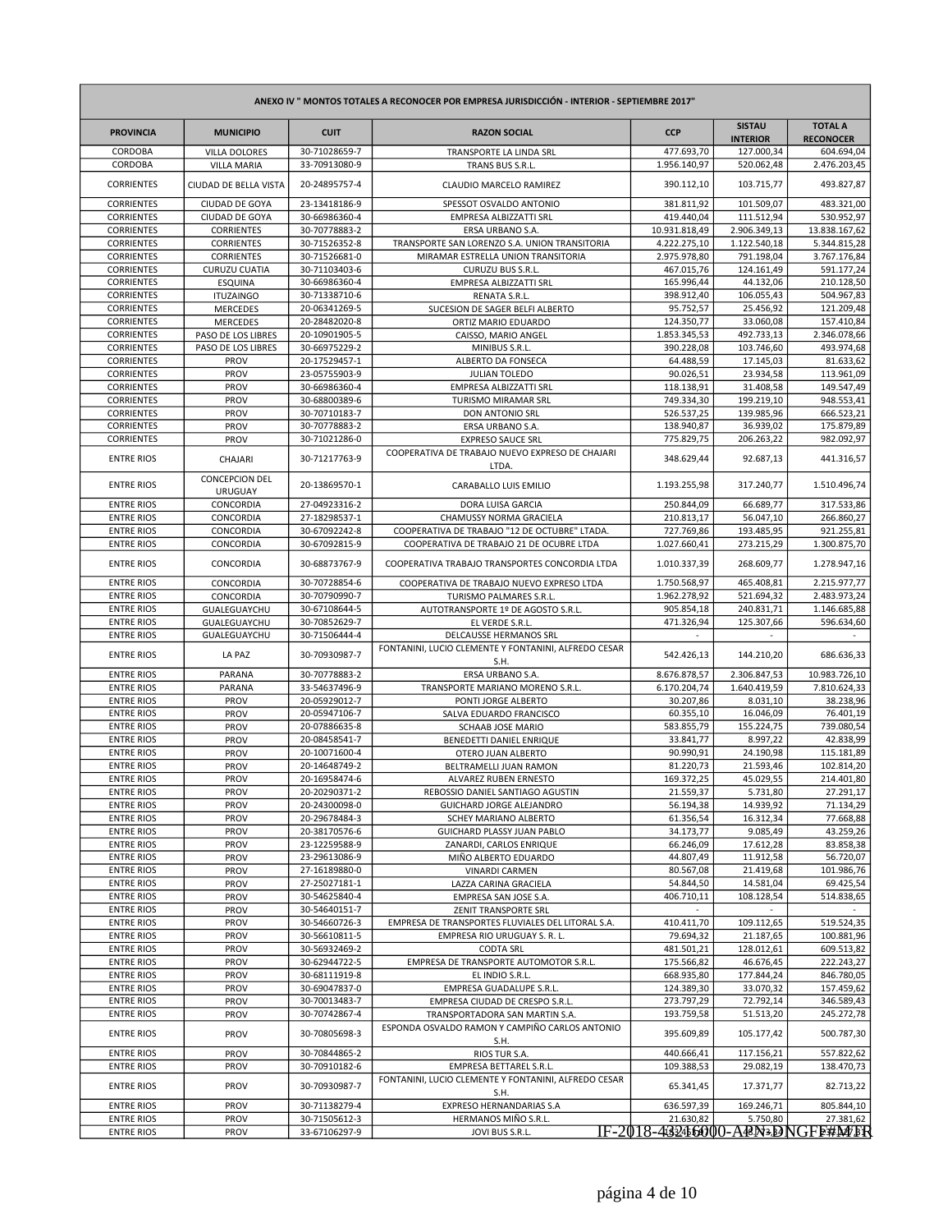| ANEXO IV " MONTOS TOTALES A RECONOCER POR EMPRESA JURISDICCIÓN - INTERIOR - SEPTIEMBRE 2017" | | | | | | |
|---|---|---|---|---|---|---|
| PROVINCIA | MUNICIPIO | CUIT | RAZON SOCIAL | CCP | SISTAU INTERIOR | TOTAL A RECONOCER |
| CORDOBA | VILLA DOLORES | 30-71028659-7 | TRANSPORTE LA LINDA SRL | 477.693,70 | 127.000,34 | 604.694,04 |
| CORDOBA | VILLA MARIA | 33-70913080-9 | TRANS BUS S.R.L. | 1.956.140,97 | 520.062,48 | 2.476.203,45 |
| CORRIENTES | CIUDAD DE BELLA VISTA | 20-24895757-4 | CLAUDIO MARCELO RAMIREZ | 390.112,10 | 103.715,77 | 493.827,87 |
| CORRIENTES | CIUDAD DE GOYA | 23-13418186-9 | SPESSOT OSVALDO ANTONIO | 381.811,92 | 101.509,07 | 483.321,00 |
| CORRIENTES | CIUDAD DE GOYA | 30-66986360-4 | EMPRESA ALBIZZATTI SRL | 419.440,04 | 111.512,94 | 530.952,97 |
| CORRIENTES | CORRIENTES | 30-70778883-2 | ERSA URBANO S.A. | 10.931.818,49 | 2.906.349,13 | 13.838.167,62 |
| CORRIENTES | CORRIENTES | 30-71526352-8 | TRANSPORTE SAN LORENZO S.A. UNION TRANSITORIA | 4.222.275,10 | 1.122.540,18 | 5.344.815,28 |
| CORRIENTES | CORRIENTES | 30-71526681-0 | MIRAMAR ESTRELLA UNION TRANSITORIA | 2.975.978,80 | 791.198,04 | 3.767.176,84 |
| CORRIENTES | CURUZU CUATIA | 30-71103403-6 | CURUZU BUS S.R.L. | 467.015,76 | 124.161,49 | 591.177,24 |
| CORRIENTES | ESQUINA | 30-66986360-4 | EMPRESA ALBIZZATTI SRL | 165.996,44 | 44.132,06 | 210.128,50 |
| CORRIENTES | ITUZAINGO | 30-71338710-6 | RENATA S.R.L. | 398.912,40 | 106.055,43 | 504.967,83 |
| CORRIENTES | MERCEDES | 20-06341269-5 | SUCESION DE SAGER BELFI ALBERTO | 95.752,57 | 25.456,92 | 121.209,48 |
| CORRIENTES | MERCEDES | 20-28482020-8 | ORTIZ MARIO EDUARDO | 124.350,77 | 33.060,08 | 157.410,84 |
| CORRIENTES | PASO DE LOS LIBRES | 20-10901905-5 | CAISSO, MARIO ANGEL | 1.853.345,53 | 492.733,13 | 2.346.078,66 |
| CORRIENTES | PASO DE LOS LIBRES | 30-66975229-2 | MINIBUS S.R.L. | 390.228,08 | 103.746,60 | 493.974,68 |
| CORRIENTES | PROV | 20-17529457-1 | ALBERTO DA FONSECA | 64.488,59 | 17.145,03 | 81.633,62 |
| CORRIENTES | PROV | 23-05755903-9 | JULIAN TOLEDO | 90.026,51 | 23.934,58 | 113.961,09 |
| CORRIENTES | PROV | 30-66986360-4 | EMPRESA ALBIZZATTI SRL | 118.138,91 | 31.408,58 | 149.547,49 |
| CORRIENTES | PROV | 30-68800389-6 | TURISMO MIRAMAR SRL | 749.334,30 | 199.219,10 | 948.553,41 |
| CORRIENTES | PROV | 30-70710183-7 | DON ANTONIO SRL | 526.537,25 | 139.985,96 | 666.523,21 |
| CORRIENTES | PROV | 30-70778883-2 | ERSA URBANO S.A. | 138.940,87 | 36.939,02 | 175.879,89 |
| CORRIENTES | PROV | 30-71021286-0 | EXPRESO SAUCE SRL | 775.829,75 | 206.263,22 | 982.092,97 |
| ENTRE RIOS | CHAJARI | 30-71217763-9 | COOPERATIVA DE TRABAJO NUEVO EXPRESO DE CHAJARI LTDA. | 348.629,44 | 92.687,13 | 441.316,57 |
| ENTRE RIOS | CONCEPCION DEL URUGUAY | 20-13869570-1 | CARABALLO LUIS EMILIO | 1.193.255,98 | 317.240,77 | 1.510.496,74 |
| ENTRE RIOS | CONCORDIA | 27-04923316-2 | DORA LUISA GARCIA | 250.844,09 | 66.689,77 | 317.533,86 |
| ENTRE RIOS | CONCORDIA | 27-18298537-1 | CHAMUSSY NORMA GRACIELA | 210.813,17 | 56.047,10 | 266.860,27 |
| ENTRE RIOS | CONCORDIA | 30-67092242-8 | COOPERATIVA DE TRABAJO "12 DE OCTUBRE" LTADA. | 727.769,86 | 193.485,95 | 921.255,81 |
| ENTRE RIOS | CONCORDIA | 30-67092815-9 | COOPERATIVA DE TRABAJO 21 DE OCUBRE LTDA | 1.027.660,41 | 273.215,29 | 1.300.875,70 |
| ENTRE RIOS | CONCORDIA | 30-68873767-9 | COOPERATIVA TRABAJO TRANSPORTES CONCORDIA LTDA | 1.010.337,39 | 268.609,77 | 1.278.947,16 |
| ENTRE RIOS | CONCORDIA | 30-70728854-6 | COOPERATIVA DE TRABAJO NUEVO EXPRESO LTDA | 1.750.568,97 | 465.408,81 | 2.215.977,77 |
| ENTRE RIOS | CONCORDIA | 30-70790990-7 | TURISMO PALMARES S.R.L. | 1.962.278,92 | 521.694,32 | 2.483.973,24 |
| ENTRE RIOS | GUALEGUAYCHU | 30-67108644-5 | AUTOTRANSPORTE 1º DE AGOSTO S.R.L. | 905.854,18 | 240.831,71 | 1.146.685,88 |
| ENTRE RIOS | GUALEGUAYCHU | 30-70852629-7 | EL VERDE S.R.L. | 471.326,94 | 125.307,66 | 596.634,60 |
| ENTRE RIOS | GUALEGUAYCHU | 30-71506444-4 | DELCAUSSE HERMANOS SRL | - | - | - |
| ENTRE RIOS | LA PAZ | 30-70930987-7 | FONTANINI, LUCIO CLEMENTE Y FONTANINI, ALFREDO CESAR S.H. | 542.426,13 | 144.210,20 | 686.636,33 |
| ENTRE RIOS | PARANA | 30-70778883-2 | ERSA URBANO S.A. | 8.676.878,57 | 2.306.847,53 | 10.983.726,10 |
| ENTRE RIOS | PARANA | 33-54637496-9 | TRANSPORTE MARIANO MORENO S.R.L. | 6.170.204,74 | 1.640.419,59 | 7.810.624,33 |
| ENTRE RIOS | PROV | 20-05929012-7 | PONTI JORGE ALBERTO | 30.207,86 | 8.031,10 | 38.238,96 |
| ENTRE RIOS | PROV | 20-05947106-7 | SALVA EDUARDO FRANCISCO | 60.355,10 | 16.046,09 | 76.401,19 |
| ENTRE RIOS | PROV | 20-07886635-8 | SCHAAB JOSE MARIO | 583.855,79 | 155.224,75 | 739.080,54 |
| ENTRE RIOS | PROV | 20-08458541-7 | BENEDETTI DANIEL ENRIQUE | 33.841,77 | 8.997,22 | 42.838,99 |
| ENTRE RIOS | PROV | 20-10071600-4 | OTERO JUAN ALBERTO | 90.990,91 | 24.190,98 | 115.181,89 |
| ENTRE RIOS | PROV | 20-14648749-2 | BELTRAMELLI JUAN RAMON | 81.220,73 | 21.593,46 | 102.814,20 |
| ENTRE RIOS | PROV | 20-16958474-6 | ALVAREZ RUBEN ERNESTO | 169.372,25 | 45.029,55 | 214.401,80 |
| ENTRE RIOS | PROV | 20-20290371-2 | REBOSSIO DANIEL SANTIAGO AGUSTIN | 21.559,37 | 5.731,80 | 27.291,17 |
| ENTRE RIOS | PROV | 20-24300098-0 | GUICHARD JORGE ALEJANDRO | 56.194,38 | 14.939,92 | 71.134,29 |
| ENTRE RIOS | PROV | 20-29678484-3 | SCHEY MARIANO ALBERTO | 61.356,54 | 16.312,34 | 77.668,88 |
| ENTRE RIOS | PROV | 20-38170576-6 | GUICHARD PLASSY JUAN PABLO | 34.173,77 | 9.085,49 | 43.259,26 |
| ENTRE RIOS | PROV | 23-12259588-9 | ZANARDI, CARLOS ENRIQUE | 66.246,09 | 17.612,28 | 83.858,38 |
| ENTRE RIOS | PROV | 23-29613086-9 | MIÑO ALBERTO EDUARDO | 44.807,49 | 11.912,58 | 56.720,07 |
| ENTRE RIOS | PROV | 27-16189880-0 | VINARDI CARMEN | 80.567,08 | 21.419,68 | 101.986,76 |
| ENTRE RIOS | PROV | 27-25027181-1 | LAZZA CARINA GRACIELA | 54.844,50 | 14.581,04 | 69.425,54 |
| ENTRE RIOS | PROV | 30-54625840-4 | EMPRESA SAN JOSE S.A. | 406.710,11 | 108.128,54 | 514.838,65 |
| ENTRE RIOS | PROV | 30-54640151-7 | ZENIT TRANSPORTE SRL | - | - | - |
| ENTRE RIOS | PROV | 30-54660726-3 | EMPRESA DE TRANSPORTES FLUVIALES DEL LITORAL S.A. | 410.411,70 | 109.112,65 | 519.524,35 |
| ENTRE RIOS | PROV | 30-56610811-5 | EMPRESA RIO URUGUAY S. R. L. | 79.694,32 | 21.187,65 | 100.881,96 |
| ENTRE RIOS | PROV | 30-56932469-2 | CODTA SRL | 481.501,21 | 128.012,61 | 609.513,82 |
| ENTRE RIOS | PROV | 30-62944722-5 | EMPRESA DE TRANSPORTE AUTOMOTOR S.R.L. | 175.566,82 | 46.676,45 | 222.243,27 |
| ENTRE RIOS | PROV | 30-68111919-8 | EL INDIO S.R.L. | 668.935,80 | 177.844,24 | 846.780,05 |
| ENTRE RIOS | PROV | 30-69047837-0 | EMPRESA GUADALUPE S.R.L. | 124.389,30 | 33.070,32 | 157.459,62 |
| ENTRE RIOS | PROV | 30-70013483-7 | EMPRESA CIUDAD DE CRESPO S.R.L. | 273.797,29 | 72.792,14 | 346.589,43 |
| ENTRE RIOS | PROV | 30-70742867-4 | TRANSPORTADORA SAN MARTIN S.A. | 193.759,58 | 51.513,20 | 245.272,78 |
| ENTRE RIOS | PROV | 30-70805698-3 | ESPONDA OSVALDO RAMON Y CAMPIÑO CARLOS ANTONIO S.H. | 395.609,89 | 105.177,42 | 500.787,30 |
| ENTRE RIOS | PROV | 30-70844865-2 | RIOS TUR S.A. | 440.666,41 | 117.156,21 | 557.822,62 |
| ENTRE RIOS | PROV | 30-70910182-6 | EMPRESA BETTAREL S.R.L. | 109.388,53 | 29.082,19 | 138.470,73 |
| ENTRE RIOS | PROV | 30-70930987-7 | FONTANINI, LUCIO CLEMENTE Y FONTANINI, ALFREDO CESAR S.H. | 65.341,45 | 17.371,77 | 82.713,22 |
| ENTRE RIOS | PROV | 30-71138279-4 | EXPRESO HERNANDARIAS S.A | 636.597,39 | 169.246,71 | 805.844,10 |
| ENTRE RIOS | PROV | 30-71505612-3 | HERMANOS MIÑO S.R.L. | 21.630,82 | 5.750,80 | 27.381,62 |
| ENTRE RIOS | PROV | 33-67106297-9 | JOVI BUS S.R.L. | | | |

IF-2018-43216000-APN-DNGFF#MTR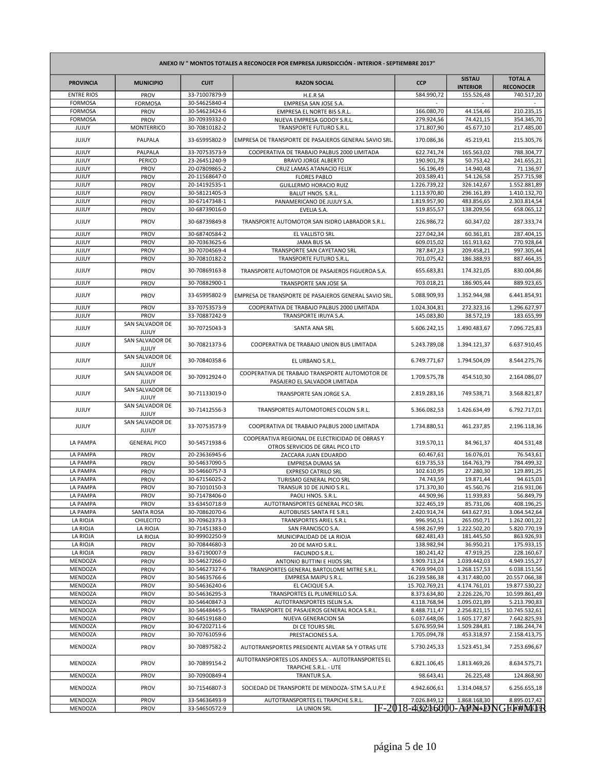| ANEXO IV " MONTOS TOTALES A RECONOCER POR EMPRESA JURISDICCIÓN - INTERIOR - SEPTIEMBRE 2017" | | | | | | |
|---|---|---|---|---|---|---|
| PROVINCIA | MUNICIPIO | CUIT | RAZON SOCIAL | CCP | SISTAU INTERIOR | TOTAL A RECONOCER |
| ENTRE RIOS | PROV | 33-71007879-9 | H.E.R SA | 584.990,72 | 155.526,48 | 740.517,20 |
| FORMOSA | FORMOSA | 30-54625840-4 | EMPRESA SAN JOSE S.A. | - | - | - |
| FORMOSA | PROV | 30-54623424-6 | EMPRESA EL NORTE BIS S.R.L. | 166.080,70 | 44.154,46 | 210.235,15 |
| FORMOSA | PROV | 30-70939332-0 | NUEVA EMPRESA GODOY S.R.L. | 279.924,56 | 74.421,15 | 354.345,70 |
| JUJUY | MONTERRICO | 30-70810182-2 | TRANSPORTE FUTURO S.R.L. | 171.807,90 | 45.677,10 | 217.485,00 |
| JUJUY | PALPALA | 33-65995802-9 | EMPRESA DE TRANSPORTE DE PASAJEROS GENERAL SAVIO SRL. | 170.086,36 | 45.219,41 | 215.305,76 |
| JUJUY | PALPALA | 33-70753573-9 | COOPERATIVA DE TRABAJO PALBUS 2000 LIMITADA | 622.741,74 | 165.563,02 | 788.304,77 |
| JUJUY | PERICO | 23-26451240-9 | BRAVO JORGE ALBERTO | 190.901,78 | 50.753,42 | 241.655,21 |
| JUJUY | PROV | 20-07809865-2 | CRUZ LAMAS ATANACIO FELIX | 56.196,49 | 14.940,48 | 71.136,97 |
| JUJUY | PROV | 20-11568647-0 | FLORES PABLO | 203.589,41 | 54.126,58 | 257.715,98 |
| JUJUY | PROV | 20-14192535-1 | GUILLERMO HORACIO RUIZ | 1.226.739,22 | 326.142,67 | 1.552.881,89 |
| JUJUY | PROV | 30-58121405-3 | BALUT HNOS. S.R.L. | 1.113.970,80 | 296.161,89 | 1.410.132,70 |
| JUJUY | PROV | 30-67147348-1 | PANAMERICANO DE JUJUY S.A. | 1.819.957,90 | 483.856,65 | 2.303.814,54 |
| JUJUY | PROV | 30-68739016-0 | EVELIA S.A. | 519.855,57 | 138.209,56 | 658.065,12 |
| JUJUY | PROV | 30-68739849-8 | TRANSPORTE AUTOMOTOR SAN ISIDRO LABRADOR S.R.L. | 226.986,72 | 60.347,02 | 287.333,74 |
| JUJUY | PROV | 30-68740584-2 | EL VALLISTO SRL | 227.042,34 | 60.361,81 | 287.404,15 |
| JUJUY | PROV | 30-70363625-6 | JAMA BUS SA | 609.015,02 | 161.913,62 | 770.928,64 |
| JUJUY | PROV | 30-70704569-4 | TRANSPORTE SAN CAYETANO SRL | 787.847,23 | 209.458,21 | 997.305,44 |
| JUJUY | PROV | 30-70810182-2 | TRANSPORTE FUTURO S.R.L. | 701.075,42 | 186.388,93 | 887.464,35 |
| JUJUY | PROV | 30-70869163-8 | TRANSPORTE AUTOMOTOR DE PASAJEROS FIGUEROA S.A. | 655.683,81 | 174.321,05 | 830.004,86 |
| JUJUY | PROV | 30-70882900-1 | TRANSPORTE SAN JOSE SA | 703.018,21 | 186.905,44 | 889.923,65 |
| JUJUY | PROV | 33-65995802-9 | EMPRESA DE TRANSPORTE DE PASAJEROS GENERAL SAVIO SRL. | 5.088.909,93 | 1.352.944,98 | 6.441.854,91 |
| JUJUY | PROV | 33-70753573-9 | COOPERATIVA DE TRABAJO PALBUS 2000 LIMITADA | 1.024.304,81 | 272.323,16 | 1.296.627,97 |
| JUJUY | PROV | 33-70887242-9 | TRANSPORTE IRUYA S.A. | 145.083,80 | 38.572,19 | 183.655,99 |
| JUJUY | SAN SALVADOR DE JUJUY | 30-70725043-3 | SANTA ANA SRL | 5.606.242,15 | 1.490.483,67 | 7.096.725,83 |
| JUJUY | SAN SALVADOR DE JUJUY | 30-70821373-6 | COOPERATIVA DE TRABAJO UNION BUS LIMITADA | 5.243.789,08 | 1.394.121,37 | 6.637.910,45 |
| JUJUY | SAN SALVADOR DE JUJUY | 30-70840358-6 | EL URBANO S.R.L. | 6.749.771,67 | 1.794.504,09 | 8.544.275,76 |
| JUJUY | SAN SALVADOR DE JUJUY | 30-70912924-0 | COOPERATIVA DE TRABAJO TRANSPORTE AUTOMOTOR DE PASAJERO EL SALVADOR LIMITADA | 1.709.575,78 | 454.510,30 | 2.164.086,07 |
| JUJUY | SAN SALVADOR DE JUJUY | 30-71133019-0 | TRANSPORTE SAN JORGE S.A. | 2.819.283,16 | 749.538,71 | 3.568.821,87 |
| JUJUY | SAN SALVADOR DE JUJUY | 30-71412556-3 | TRANSPORTES AUTOMOTORES COLON S.R.L. | 5.366.082,53 | 1.426.634,49 | 6.792.717,01 |
| JUJUY | SAN SALVADOR DE JUJUY | 33-70753573-9 | COOPERATIVA DE TRABAJO PALBUS 2000 LIMITADA | 1.734.880,51 | 461.237,85 | 2.196.118,36 |
| LA PAMPA | GENERAL PICO | 30-54571938-6 | COOPERATIVA REGIONAL DE ELECTRICIDAD DE OBRAS Y OTROS SERVICIOS DE GRAL PICO LTD | 319.570,11 | 84.961,37 | 404.531,48 |
| LA PAMPA | PROV | 20-23636945-6 | ZACCARA JUAN EDUARDO | 60.467,61 | 16.076,01 | 76.543,61 |
| LA PAMPA | PROV | 30-54637090-5 | EMPRESA DUMAS SA | 619.735,53 | 164.763,79 | 784.499,32 |
| LA PAMPA | PROV | 30-54660757-3 | EXPRESO CATRILO SRL | 102.610,95 | 27.280,30 | 129.891,25 |
| LA PAMPA | PROV | 30-67156025-2 | TURISMO GENERAL PICO SRL | 74.743,59 | 19.871,44 | 94.615,03 |
| LA PAMPA | PROV | 30-71010150-3 | TRANSUR 10 DE JUNIO S.R.L. | 171.370,30 | 45.560,76 | 216.931,06 |
| LA PAMPA | PROV | 30-71478406-0 | PAOLI HNOS. S.R.L. | 44.909,96 | 11.939,83 | 56.849,79 |
| LA PAMPA | PROV | 33-63450718-9 | AUTOTRANSPORTES GENERAL PICO SRL | 322.465,19 | 85.731,06 | 408.196,25 |
| LA PAMPA | SANTA ROSA | 30-70862070-6 | AUTOBUSES SANTA FE S.R.L | 2.420.914,74 | 643.627,91 | 3.064.542,64 |
| LA RIOJA | CHILECITO | 30-70962373-3 | TRANSPORTES ARIEL S.R.L | 996.950,51 | 265.050,71 | 1.262.001,22 |
| LA RIOJA | LA RIOJA | 30-71451383-0 | SAN FRANCISCO S.A. | 4.598.267,99 | 1.222.502,20 | 5.820.770,19 |
| LA RIOJA | LA RIOJA | 30-99902250-9 | MUNICIPALIDAD DE LA RIOJA | 682.481,43 | 181.445,50 | 863.926,93 |
| LA RIOJA | PROV | 30-70844680-3 | 20 DE MAYO S.R.L. | 138.982,94 | 36.950,21 | 175.933,15 |
| LA RIOJA | PROV | 33-67190007-9 | FACUNDO S.R.L. | 180.241,42 | 47.919,25 | 228.160,67 |
| MENDOZA | PROV | 30-54627266-0 | ANTONIO BUTTINI E HIJOS SRL | 3.909.713,24 | 1.039.442,03 | 4.949.155,27 |
| MENDOZA | PROV | 30-54627327-6 | TRANSPORTES GENERAL BARTOLOME MITRE S.R.L. | 4.769.994,03 | 1.268.157,53 | 6.038.151,56 |
| MENDOZA | PROV | 30-54635766-6 | EMPRESA MAIPU S.R.L. | 16.239.586,38 | 4.317.480,00 | 20.557.066,38 |
| MENDOZA | PROV | 30-54636240-6 | EL CACIQUE S.A. | 15.702.769,21 | 4.174.761,01 | 19.877.530,22 |
| MENDOZA | PROV | 30-54636295-3 | TRANSPORTES EL PLUMERILLO S.A. | 8.373.634,80 | 2.226.226,70 | 10.599.861,49 |
| MENDOZA | PROV | 30-54640847-3 | AUTOTRANSPORTES ISELIN S.A. | 4.118.768,94 | 1.095.021,89 | 5.213.790,83 |
| MENDOZA | PROV | 30-54648445-5 | TRANSPORTE DE PASAJEROS GENERAL ROCA S.R.L. | 8.488.711,47 | 2.256.821,15 | 10.745.532,61 |
| MENDOZA | PROV | 30-64519168-0 | NUEVA GENERACION SA | 6.037.648,06 | 1.605.177,87 | 7.642.825,93 |
| MENDOZA | PROV | 30-67202711-6 | DI CE TOURS SRL | 5.676.959,94 | 1.509.284,81 | 7.186.244,74 |
| MENDOZA | PROV | 30-70761059-6 | PRESTACIONES S.A. | 1.705.094,78 | 453.318,97 | 2.158.413,75 |
| MENDOZA | PROV | 30-70897582-2 | AUTOTRANSPORTES PRESIDENTE ALVEAR SA Y OTRAS UTE | 5.730.245,33 | 1.523.451,34 | 7.253.696,67 |
| MENDOZA | PROV | 30-70899154-2 | AUTOTRANSPORTES LOS ANDES S.A. - AUTOTRANSPORTES EL TRAPICHE S.R.L. - UTE | 6.821.106,45 | 1.813.469,26 | 8.634.575,71 |
| MENDOZA | PROV | 30-70900849-4 | TRANTUR S.A. | 98.643,41 | 26.225,48 | 124.868,90 |
| MENDOZA | PROV | 30-71546807-3 | SOCIEDAD DE TRANSPORTE DE MENDOZA- STM S.A.U.P.E | 4.942.606,61 | 1.314.048,57 | 6.256.655,18 |
| MENDOZA | PROV | 33-54636493-9 | AUTOTRANSPORTES EL TRAPICHE S.R.L. | 7.026.849,12 | 1.868.168,30 | 8.895.017,42 |
| MENDOZA | PROV | 33-54650572-9 | LA UNION SRL | | | |

IF-2018-43216000-APN-DNGFF#MTR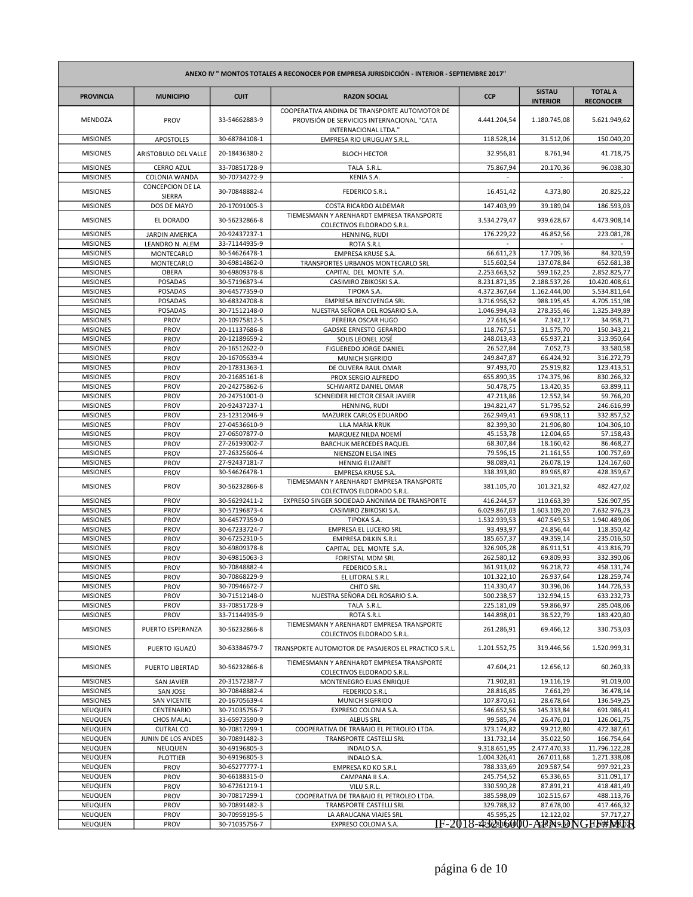| ANEXO IV " MONTOS TOTALES A RECONOCER POR EMPRESA JURISDICCIÓN - INTERIOR - SEPTIEMBRE 2017" | | | | | | |
|---|---|---|---|---|---|---|
| **PROVINCIA** | **MUNICIPIO** | **CUIT** | **RAZON SOCIAL** | **CCP** | **SISTAU INTERIOR** | **TOTAL A RECONOCER** |
| MENDOZA | PROV | 33-54662883-9 | COOPERATIVA ANDINA DE TRANSPORTE AUTOMOTOR DE PROVISIÓN DE SERVICIOS INTERNACIONAL "CATA INTERNACIONAL LTDA." | 4.441.204,54 | 1.180.745,08 | 5.621.949,62 |
| MISIONES | APOSTOLES | 30-68784108-1 | EMPRESA RIO URUGUAY S.R.L. | 118.528,14 | 31.512,06 | 150.040,20 |
| MISIONES | ARISTOBULO DEL VALLE | 20-18436380-2 | BLOCH HECTOR | 32.956,81 | 8.761,94 | 41.718,75 |
| MISIONES | CERRO AZUL | 33-70851728-9 | TALA S.R.L. | 75.867,94 | 20.170,36 | 96.038,30 |
| MISIONES | COLONIA WANDA | 30-70734272-9 | KENIA S.A. | - | - | - |
| MISIONES | CONCEPCION DE LA SIERRA | 30-70848882-4 | FEDERICO S.R.L | 16.451,42 | 4.373,80 | 20.825,22 |
| MISIONES | DOS DE MAYO | 20-17091005-3 | COSTA RICARDO ALDEMAR | 147.403,99 | 39.189,04 | 186.593,03 |
| MISIONES | EL DORADO | 30-56232866-8 | TIEMESMANN Y ARENHARDT EMPRESA TRANSPORTE COLECTIVOS ELDORADO S.R.L. | 3.534.279,47 | 939.628,67 | 4.473.908,14 |
| MISIONES | JARDIN AMERICA | 20-92437237-1 | HENNING, RUDI | 176.229,22 | 46.852,56 | 223.081,78 |
| MISIONES | LEANDRO N. ALEM | 33-71144935-9 | ROTA S.R.L | - | - | - |
| MISIONES | MONTECARLO | 30-54626478-1 | EMPRESA KRUSE S.A. | 66.611,23 | 17.709,36 | 84.320,59 |
| MISIONES | MONTECARLO | 30-69814862-0 | TRANSPORTES URBANOS MONTECARLO SRL | 515.602,54 | 137.078,84 | 652.681,38 |
| MISIONES | OBERA | 30-69809378-8 | CAPITAL DEL MONTE S.A. | 2.253.663,52 | 599.162,25 | 2.852.825,77 |
| MISIONES | POSADAS | 30-57196873-4 | CASIMIRO ZBIKOSKI S.A. | 8.231.871,35 | 2.188.537,26 | 10.420.408,61 |
| MISIONES | POSADAS | 30-64577359-0 | TIPOKA S.A. | 4.372.367,64 | 1.162.444,00 | 5.534.811,64 |
| MISIONES | POSADAS | 30-68324708-8 | EMPRESA BENCIVENGA SRL | 3.716.956,52 | 988.195,45 | 4.705.151,98 |
| MISIONES | POSADAS | 30-71512148-0 | NUESTRA SEÑORA DEL ROSARIO S.A. | 1.046.994,43 | 278.355,46 | 1.325.349,89 |
| MISIONES | PROV | 20-10975812-5 | PEREIRA OSCAR HUGO | 27.616,54 | 7.342,17 | 34.958,71 |
| MISIONES | PROV | 20-11137686-8 | GADSKE ERNESTO GERARDO | 118.767,51 | 31.575,70 | 150.343,21 |
| MISIONES | PROV | 20-12189659-2 | SOLIS LEONEL JOSÉ | 248.013,43 | 65.937,21 | 313.950,64 |
| MISIONES | PROV | 20-16512622-0 | FIGUEREDO JORGE DANIEL | 26.527,84 | 7.052,73 | 33.580,58 |
| MISIONES | PROV | 20-16705639-4 | MUNICH SIGFRIDO | 249.847,87 | 66.424,92 | 316.272,79 |
| MISIONES | PROV | 20-17831363-1 | DE OLIVERA RAUL OMAR | 97.493,70 | 25.919,82 | 123.413,51 |
| MISIONES | PROV | 20-21685161-8 | PROX SERGIO ALFREDO | 655.890,35 | 174.375,96 | 830.266,32 |
| MISIONES | PROV | 20-24275862-6 | SCHWARTZ DANIEL OMAR | 50.478,75 | 13.420,35 | 63.899,11 |
| MISIONES | PROV | 20-24751001-0 | SCHNEIDER HECTOR CESAR JAVIER | 47.213,86 | 12.552,34 | 59.766,20 |
| MISIONES | PROV | 20-92437237-1 | HENNING, RUDI | 194.821,47 | 51.795,52 | 246.616,99 |
| MISIONES | PROV | 23-12312046-9 | MAZUREK CARLOS EDUARDO | 262.949,41 | 69.908,11 | 332.857,52 |
| MISIONES | PROV | 27-04536610-9 | LILA MARIA KRUK | 82.399,30 | 21.906,80 | 104.306,10 |
| MISIONES | PROV | 27-06507877-0 | MARQUEZ NILDA NOEMÍ | 45.153,78 | 12.004,65 | 57.158,43 |
| MISIONES | PROV | 27-26193002-7 | BARCHUK MERCEDES RAQUEL | 68.307,84 | 18.160,42 | 86.468,27 |
| MISIONES | PROV | 27-26325606-4 | NIENSZON ELISA INES | 79.596,15 | 21.161,55 | 100.757,69 |
| MISIONES | PROV | 27-92437181-7 | HENNIG ELIZABET | 98.089,41 | 26.078,19 | 124.167,60 |
| MISIONES | PROV | 30-54626478-1 | EMPRESA KRUSE S.A. | 338.393,80 | 89.965,87 | 428.359,67 |
| MISIONES | PROV | 30-56232866-8 | TIEMESMANN Y ARENHARDT EMPRESA TRANSPORTE COLECTIVOS ELDORADO S.R.L. | 381.105,70 | 101.321,32 | 482.427,02 |
| MISIONES | PROV | 30-56292411-2 | EXPRESO SINGER SOCIEDAD ANONIMA DE TRANSPORTE | 416.244,57 | 110.663,39 | 526.907,95 |
| MISIONES | PROV | 30-57196873-4 | CASIMIRO ZBIKOSKI S.A. | 6.029.867,03 | 1.603.109,20 | 7.632.976,23 |
| MISIONES | PROV | 30-64577359-0 | TIPOKA S.A. | 1.532.939,53 | 407.549,53 | 1.940.489,06 |
| MISIONES | PROV | 30-67233724-7 | EMPRESA EL LUCERO SRL | 93.493,97 | 24.856,44 | 118.350,42 |
| MISIONES | PROV | 30-67252310-5 | EMPRESA DILKIN S.R.L | 185.657,37 | 49.359,14 | 235.016,50 |
| MISIONES | PROV | 30-69809378-8 | CAPITAL DEL MONTE S.A. | 326.905,28 | 86.911,51 | 413.816,79 |
| MISIONES | PROV | 30-69815063-3 | FORESTAL MDM SRL | 262.580,12 | 69.809,93 | 332.390,06 |
| MISIONES | PROV | 30-70848882-4 | FEDERICO S.R.L | 361.913,02 | 96.218,72 | 458.131,74 |
| MISIONES | PROV | 30-70868229-9 | EL LITORAL S.R.L | 101.322,10 | 26.937,64 | 128.259,74 |
| MISIONES | PROV | 30-70946672-7 | CHITO SRL | 114.330,47 | 30.396,06 | 144.726,53 |
| MISIONES | PROV | 30-71512148-0 | NUESTRA SEÑORA DEL ROSARIO S.A. | 500.238,57 | 132.994,15 | 633.232,73 |
| MISIONES | PROV | 33-70851728-9 | TALA S.R.L. | 225.181,09 | 59.866,97 | 285.048,06 |
| MISIONES | PROV | 33-71144935-9 | ROTA S.R.L | 144.898,01 | 38.522,79 | 183.420,80 |
| MISIONES | PUERTO ESPERANZA | 30-56232866-8 | TIEMESMANN Y ARENHARDT EMPRESA TRANSPORTE COLECTIVOS ELDORADO S.R.L. | 261.286,91 | 69.466,12 | 330.753,03 |
| MISIONES | PUERTO IGUAZÚ | 30-63884679-7 | TRANSPORTE AUTOMOTOR DE PASAJEROS EL PRACTICO S.R.L. | 1.201.552,75 | 319.446,56 | 1.520.999,31 |
| MISIONES | PUERTO LIBERTAD | 30-56232866-8 | TIEMESMANN Y ARENHARDT EMPRESA TRANSPORTE COLECTIVOS ELDORADO S.R.L. | 47.604,21 | 12.656,12 | 60.260,33 |
| MISIONES | SAN JAVIER | 20-31572387-7 | MONTENEGRO ELIAS ENRIQUE | 71.902,81 | 19.116,19 | 91.019,00 |
| MISIONES | SAN JOSE | 30-70848882-4 | FEDERICO S.R.L | 28.816,85 | 7.661,29 | 36.478,14 |
| MISIONES | SAN VICENTE | 20-16705639-4 | MUNICH SIGFRIDO | 107.870,61 | 28.678,64 | 136.549,25 |
| NEUQUEN | CENTENARIO | 30-71035756-7 | EXPRESO COLONIA S.A. | 546.652,56 | 145.333,84 | 691.986,41 |
| NEUQUEN | CHOS MALAL | 33-65973590-9 | ALBUS SRL | 99.585,74 | 26.476,01 | 126.061,75 |
| NEUQUEN | CUTRAL CO | 30-70817299-1 | COOPERATIVA DE TRABAJO EL PETROLEO LTDA. | 373.174,82 | 99.212,80 | 472.387,61 |
| NEUQUEN | JUNIN DE LOS ANDES | 30-70891482-3 | TRANSPORTE CASTELLI SRL | 131.732,14 | 35.022,50 | 166.754,64 |
| NEUQUEN | NEUQUEN | 30-69196805-3 | INDALO S.A. | 9.318.651,95 | 2.477.470,33 | 11.796.122,28 |
| NEUQUEN | PLOTTIER | 30-69196805-3 | INDALO S.A. | 1.004.326,41 | 267.011,68 | 1.271.338,08 |
| NEUQUEN | PROV | 30-65277777-1 | EMPRESA KO KO S.R.L | 788.333,69 | 209.587,54 | 997.921,23 |
| NEUQUEN | PROV | 30-66188315-0 | CAMPANA II S.A. | 245.754,52 | 65.336,65 | 311.091,17 |
| NEUQUEN | PROV | 30-67261219-1 | VILU S.R.L. | 330.590,28 | 87.891,21 | 418.481,49 |
| NEUQUEN | PROV | 30-70817299-1 | COOPERATIVA DE TRABAJO EL PETROLEO LTDA. | 385.598,09 | 102.515,67 | 488.113,76 |
| NEUQUEN | PROV | 30-70891482-3 | TRANSPORTE CASTELLI SRL | 329.788,32 | 87.678,00 | 417.466,32 |
| NEUQUEN | PROV | 30-70959195-5 | LA ARAUCANA VIAJES SRL | 45.595,25 | 12.122,02 | 57.717,27 |
| NEUQUEN | PROV | 30-71035756-7 | EXPRESO COLONIA S.A. | | | |

IF-2018-43216000-APN-DNGFF#MTR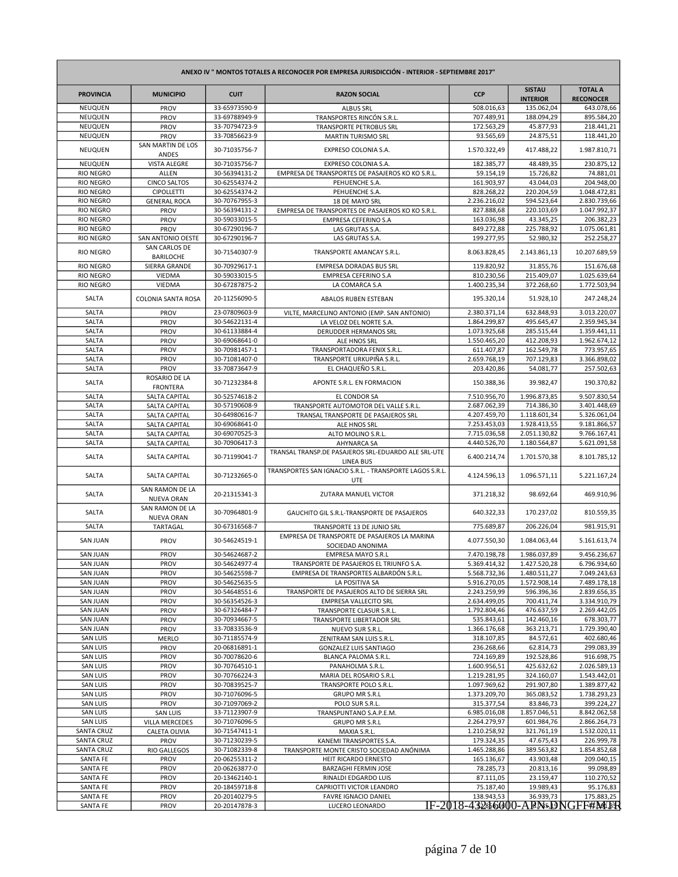| ANEXO IV " MONTOS TOTALES A RECONOCER POR EMPRESA JURISDICCIÓN - INTERIOR - SEPTIEMBRE 2017" | | | | | | |
|---|---|---|---|---|---|---|
| **PROVINCIA** | **MUNICIPIO** | **CUIT** | **RAZON SOCIAL** | **CCP** | **SISTAU INTERIOR** | **TOTAL A RECONOCER** |
| NEUQUEN | PROV | 33-65973590-9 | ALBUS SRL | 508.016,63 | 135.062,04 | 643.078,66 |
| NEUQUEN | PROV | 33-69788949-9 | TRANSPORTES RINCÓN S.R.L. | 707.489,91 | 188.094,29 | 895.584,20 |
| NEUQUEN | PROV | 33-70794723-9 | TRANSPORTE PETROBUS SRL | 172.563,29 | 45.877,93 | 218.441,21 |
| NEUQUEN | PROV | 33-70856623-9 | MARTIN TURISMO SRL | 93.565,69 | 24.875,51 | 118.441,20 |
| NEUQUEN | SAN MARTIN DE LOS ANDES | 30-71035756-7 | EXPRESO COLONIA S.A. | 1.570.322,49 | 417.488,22 | 1.987.810,71 |
| NEUQUEN | VISTA ALEGRE | 30-71035756-7 | EXPRESO COLONIA S.A. | 182.385,77 | 48.489,35 | 230.875,12 |
| RIO NEGRO | ALLEN | 30-56394131-2 | EMPRESA DE TRANSPORTES DE PASAJEROS KO KO S.R.L. | 59.154,19 | 15.726,82 | 74.881,01 |
| RIO NEGRO | CINCO SALTOS | 30-62554374-2 | PEHUENCHE S.A. | 161.903,97 | 43.044,03 | 204.948,00 |
| RIO NEGRO | CIPOLLETTI | 30-62554374-2 | PEHUENCHE S.A. | 828.268,22 | 220.204,59 | 1.048.472,81 |
| RIO NEGRO | GENERAL ROCA | 30-70767955-3 | 18 DE MAYO SRL | 2.236.216,02 | 594.523,64 | 2.830.739,66 |
| RIO NEGRO | PROV | 30-56394131-2 | EMPRESA DE TRANSPORTES DE PASAJEROS KO KO S.R.L. | 827.888,68 | 220.103,69 | 1.047.992,37 |
| RIO NEGRO | PROV | 30-59033015-5 | EMPRESA CEFERINO S.A | 163.036,98 | 43.345,25 | 206.382,23 |
| RIO NEGRO | PROV | 30-67290196-7 | LAS GRUTAS S.A. | 849.272,88 | 225.788,92 | 1.075.061,81 |
| RIO NEGRO | SAN ANTONIO OESTE | 30-67290196-7 | LAS GRUTAS S.A. | 199.277,95 | 52.980,32 | 252.258,27 |
| RIO NEGRO | SAN CARLOS DE BARILOCHE | 30-71540307-9 | TRANSPORTE AMANCAY S.R.L. | 8.063.828,45 | 2.143.861,13 | 10.207.689,59 |
| RIO NEGRO | SIERRA GRANDE | 30-70929617-1 | EMPRESA DORADAS BUS SRL | 119.820,92 | 31.855,76 | 151.676,68 |
| RIO NEGRO | VIEDMA | 30-59033015-5 | EMPRESA CEFERINO S.A | 810.230,56 | 215.409,07 | 1.025.639,64 |
| RIO NEGRO | VIEDMA | 30-67287875-2 | LA COMARCA S.A | 1.400.235,34 | 372.268,60 | 1.772.503,94 |
| SALTA | COLONIA SANTA ROSA | 20-11256090-5 | ABALOS RUBEN ESTEBAN | 195.320,14 | 51.928,10 | 247.248,24 |
| SALTA | PROV | 23-07809603-9 | VILTE, MARCELINO ANTONIO (EMP. SAN ANTONIO) | 2.380.371,14 | 632.848,93 | 3.013.220,07 |
| SALTA | PROV | 30-54622131-4 | LA VELOZ DEL NORTE S.A. | 1.864.299,87 | 495.645,47 | 2.359.945,34 |
| SALTA | PROV | 30-61133884-4 | DERUDDER HERMANOS SRL | 1.073.925,68 | 285.515,44 | 1.359.441,11 |
| SALTA | PROV | 30-69068641-0 | ALE HNOS SRL | 1.550.465,20 | 412.208,93 | 1.962.674,12 |
| SALTA | PROV | 30-70981457-1 | TRANSPORTADORA FENIX S.R.L. | 611.407,87 | 162.549,78 | 773.957,65 |
| SALTA | PROV | 30-71081407-0 | TRANSPORTE URKUPIÑA S.R.L. | 2.659.768,19 | 707.129,83 | 3.366.898,02 |
| SALTA | PROV | 33-70873647-9 | EL CHAQUEÑO S.R.L. | 203.420,86 | 54.081,77 | 257.502,63 |
| SALTA | ROSARIO DE LA FRONTERA | 30-71232384-8 | APONTE S.R.L. EN FORMACION | 150.388,36 | 39.982,47 | 190.370,82 |
| SALTA | SALTA CAPITAL | 30-52574618-2 | EL CONDOR SA | 7.510.956,70 | 1.996.873,85 | 9.507.830,54 |
| SALTA | SALTA CAPITAL | 30-57190608-9 | TRANSPORTE AUTOMOTOR DEL VALLE S.R.L. | 2.687.062,39 | 714.386,30 | 3.401.448,69 |
| SALTA | SALTA CAPITAL | 30-64980616-7 | TRANSAL TRANSPORTE DE PASAJEROS SRL | 4.207.459,70 | 1.118.601,34 | 5.326.061,04 |
| SALTA | SALTA CAPITAL | 30-69068641-0 | ALE HNOS SRL | 7.253.453,03 | 1.928.413,55 | 9.181.866,57 |
| SALTA | SALTA CAPITAL | 30-69070525-3 | ALTO MOLINO S.R.L. | 7.715.036,58 | 2.051.130,82 | 9.766.167,41 |
| SALTA | SALTA CAPITAL | 30-70906417-3 | AHYNARCA SA | 4.440.526,70 | 1.180.564,87 | 5.621.091,58 |
| SALTA | SALTA CAPITAL | 30-71199041-7 | TRANSAL TRANSP.DE PASAJEROS SRL-EDUARDO ALE SRL-UTE LINEA BUS | 6.400.214,74 | 1.701.570,38 | 8.101.785,12 |
| SALTA | SALTA CAPITAL | 30-71232665-0 | TRANSPORTES SAN IGNACIO S.R.L. - TRANSPORTE LAGOS S.R.L. UTE | 4.124.596,13 | 1.096.571,11 | 5.221.167,24 |
| SALTA | SAN RAMON DE LA NUEVA ORAN | 20-21315341-3 | ZUTARA MANUEL VICTOR | 371.218,32 | 98.692,64 | 469.910,96 |
| SALTA | SAN RAMON DE LA NUEVA ORAN | 30-70964801-9 | GAUCHITO GIL S.R.L-TRANSPORTE DE PASAJEROS | 640.322,33 | 170.237,02 | 810.559,35 |
| SALTA | TARTAGAL | 30-67316568-7 | TRANSPORTE 13 DE JUNIO SRL | 775.689,87 | 206.226,04 | 981.915,91 |
| SAN JUAN | PROV | 30-54624519-1 | EMPRESA DE TRANSPORTE DE PASAJEROS LA MARINA SOCIEDAD ANONIMA | 4.077.550,30 | 1.084.063,44 | 5.161.613,74 |
| SAN JUAN | PROV | 30-54624687-2 | EMPRESA MAYO S.R.L | 7.470.198,78 | 1.986.037,89 | 9.456.236,67 |
| SAN JUAN | PROV | 30-54624977-4 | TRANSPORTE DE PASAJEROS EL TRIUNFO S.A. | 5.369.414,32 | 1.427.520,28 | 6.796.934,60 |
| SAN JUAN | PROV | 30-54625598-7 | EMPRESA DE TRANSPORTES ALBARDÓN S.R.L. | 5.568.732,36 | 1.480.511,27 | 7.049.243,63 |
| SAN JUAN | PROV | 30-54625635-5 | LA POSITIVA SA | 5.916.270,05 | 1.572.908,14 | 7.489.178,18 |
| SAN JUAN | PROV | 30-54648551-6 | TRANSPORTE DE PASAJEROS ALTO DE SIERRA SRL | 2.243.259,99 | 596.396,36 | 2.839.656,35 |
| SAN JUAN | PROV | 30-56354526-3 | EMPRESA VALLECITO SRL | 2.634.499,05 | 700.411,74 | 3.334.910,79 |
| SAN JUAN | PROV | 30-67326484-7 | TRANSPORTE CLASUR S.R.L. | 1.792.804,46 | 476.637,59 | 2.269.442,05 |
| SAN JUAN | PROV | 30-70934667-5 | TRANSPORTE LIBERTADOR SRL | 535.843,61 | 142.460,16 | 678.303,77 |
| SAN JUAN | PROV | 33-70833536-9 | NUEVO SUR S.R.L. | 1.366.176,68 | 363.213,71 | 1.729.390,40 |
| SAN LUIS | MERLO | 30-71185574-9 | ZENITRAM SAN LUIS S.R.L. | 318.107,85 | 84.572,61 | 402.680,46 |
| SAN LUIS | PROV | 20-06816891-1 | GONZALEZ LUIS SANTIAGO | 236.268,66 | 62.814,73 | 299.083,39 |
| SAN LUIS | PROV | 30-70078620-6 | BLANCA PALOMA S.R.L. | 724.169,89 | 192.528,86 | 916.698,75 |
| SAN LUIS | PROV | 30-70764510-1 | PANAHOLMA S.R.L. | 1.600.956,51 | 425.632,62 | 2.026.589,13 |
| SAN LUIS | PROV | 30-70766224-3 | MARIA DEL ROSARIO S.R.L | 1.219.281,95 | 324.160,07 | 1.543.442,01 |
| SAN LUIS | PROV | 30-70839525-7 | TRANSPORTE POLO S.R.L. | 1.097.969,62 | 291.907,80 | 1.389.877,42 |
| SAN LUIS | PROV | 30-71076096-5 | GRUPO MR S.R.L | 1.373.209,70 | 365.083,52 | 1.738.293,23 |
| SAN LUIS | PROV | 30-71097069-2 | POLO SUR S.R.L. | 315.377,54 | 83.846,73 | 399.224,27 |
| SAN LUIS | SAN LUIS | 33-71123907-9 | TRANSPUNTANO S.A.P.E.M. | 6.985.016,08 | 1.857.046,51 | 8.842.062,58 |
| SAN LUIS | VILLA MERCEDES | 30-71076096-5 | GRUPO MR S.R.L | 2.264.279,97 | 601.984,76 | 2.866.264,73 |
| SANTA CRUZ | CALETA OLIVIA | 30-71547411-1 | MAXIA S.R.L. | 1.210.258,92 | 321.761,19 | 1.532.020,11 |
| SANTA CRUZ | PROV | 30-71230239-5 | KANEMI TRANSPORTES S.A. | 179.324,35 | 47.675,43 | 226.999,78 |
| SANTA CRUZ | RIO GALLEGOS | 30-71082339-8 | TRANSPORTE MONTE CRISTO SOCIEDAD ANÓNIMA | 1.465.288,86 | 389.563,82 | 1.854.852,68 |
| SANTA FE | PROV | 20-06255311-2 | HEIT RICARDO ERNESTO | 165.136,67 | 43.903,48 | 209.040,15 |
| SANTA FE | PROV | 20-06263877-0 | BARZAGHI FERMIN JOSE | 78.285,73 | 20.813,16 | 99.098,89 |
| SANTA FE | PROV | 20-13462140-1 | RINALDI EDGARDO LUIS | 87.111,05 | 23.159,47 | 110.270,52 |
| SANTA FE | PROV | 20-18459718-8 | CAPRIOTTI VICTOR LEANDRO | 75.187,40 | 19.989,43 | 95.176,83 |
| SANTA FE | PROV | 20-20140279-5 | FAVRE IGNACIO DANIEL | 138.943,53 | 36.939,73 | 175.883,25 |
| SANTA FE | PROV | 20-20147878-3 | LUCERO LEONARDO | | | |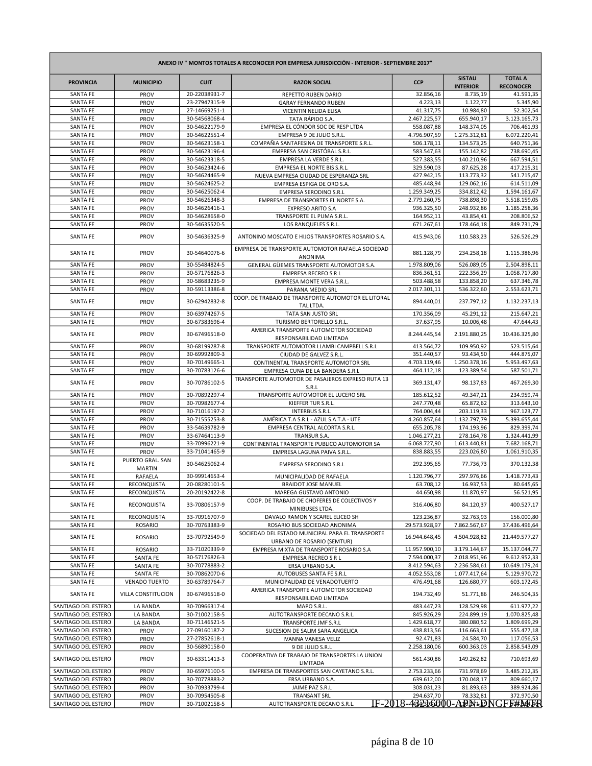| ANEXO IV " MONTOS TOTALES A RECONOCER POR EMPRESA JURISDICCIÓN - INTERIOR - SEPTIEMBRE 2017" | | | | | | |
|---|---|---|---|---|---|---|
| PROVINCIA | MUNICIPIO | CUIT | RAZON SOCIAL | CCP | SISTAU INTERIOR | TOTAL A RECONOCER |
| SANTA FE | PROV | 20-22038931-7 | REPETTO RUBEN DARIO | 32.856,16 | 8.735,19 | 41.591,35 |
| SANTA FE | PROV | 23-27947315-9 | GARAY FERNANDO RUBEN | 4.223,13 | 1.122,77 | 5.345,90 |
| SANTA FE | PROV | 27-14669251-1 | VICENTIN NELIDA ELISA | 41.317,75 | 10.984,80 | 52.302,54 |
| SANTA FE | PROV | 30-54568068-4 | TATA RÁPIDO S.A. | 2.467.225,57 | 655.940,17 | 3.123.165,73 |
| SANTA FE | PROV | 30-54622179-9 | EMPRESA EL CÓNDOR SOC DE RESP LTDA | 558.087,88 | 148.374,05 | 706.461,93 |
| SANTA FE | PROV | 30-54622551-4 | EMPRESA 9 DE JULIO S.R.L. | 4.796.907,59 | 1.275.312,81 | 6.072.220,41 |
| SANTA FE | PROV | 30-54623158-1 | COMPAÑIA SANTAFESINA DE TRANSPORTE S.R.L. | 506.178,11 | 134.573,25 | 640.751,36 |
| SANTA FE | PROV | 30-54623196-4 | EMPRESA SAN CRISTÓBAL S.R.L. | 583.547,63 | 155.142,82 | 738.690,45 |
| SANTA FE | PROV | 30-54623318-5 | EMPRESA LA VERDE S.R.L. | 527.383,55 | 140.210,96 | 667.594,51 |
| SANTA FE | PROV | 30-54623424-6 | EMPRESA EL NORTE BIS S.R.L. | 329.590,03 | 87.625,28 | 417.215,31 |
| SANTA FE | PROV | 30-54624465-9 | NUEVA EMPRESA CIUDAD DE ESPERANZA SRL | 427.942,15 | 113.773,32 | 541.715,47 |
| SANTA FE | PROV | 30-54624625-2 | EMPRESA ESPIGA DE ORO S.A. | 485.448,94 | 129.062,16 | 614.511,09 |
| SANTA FE | PROV | 30-54625062-4 | EMPRESA SERODINO S.R.L | 1.259.349,25 | 334.812,42 | 1.594.161,67 |
| SANTA FE | PROV | 30-54626348-3 | EMPRESA DE TRANSPORTES EL NORTE S.A. | 2.779.260,75 | 738.898,30 | 3.518.159,05 |
| SANTA FE | PROV | 30-54626416-1 | EXPRESO ARITO S.A | 936.325,50 | 248.932,86 | 1.185.258,36 |
| SANTA FE | PROV | 30-54628658-0 | TRANSPORTE EL PUMA S.R.L. | 164.952,11 | 43.854,41 | 208.806,52 |
| SANTA FE | PROV | 30-54635520-5 | LOS RANQUELES S.R.L. | 671.267,61 | 178.464,18 | 849.731,79 |
| SANTA FE | PROV | 30-54636325-9 | ANTONINO MOSCATO E HIJOS TRANSPORTES ROSARIO S.A. | 415.943,06 | 110.583,23 | 526.526,29 |
| SANTA FE | PROV | 30-54640076-6 | EMPRESA DE TRANSPORTE AUTOMOTOR RAFAELA SOCIEDAD ANONIMA | 881.128,79 | 234.258,18 | 1.115.386,96 |
| SANTA FE | PROV | 30-55484824-5 | GENERAL GÜEMES TRANSPORTE AUTOMOTOR S.A. | 1.978.809,06 | 526.089,05 | 2.504.898,11 |
| SANTA FE | PROV | 30-57176826-3 | EMPRESA RECREO S R L | 836.361,51 | 222.356,29 | 1.058.717,80 |
| SANTA FE | PROV | 30-58683235-9 | EMPRESA MONTE VERA S.R.L. | 503.488,58 | 133.858,20 | 637.346,78 |
| SANTA FE | PROV | 30-59113386-8 | PARANA MEDIO SRL | 2.017.301,11 | 536.322,60 | 2.553.623,71 |
| SANTA FE | PROV | 30-62942832-8 | COOP. DE TRABAJO DE TRANSPORTE AUTOMOTOR EL LITORAL TAL LTDA. | 894.440,01 | 237.797,12 | 1.132.237,13 |
| SANTA FE | PROV | 30-63974267-5 | TATA SAN JUSTO SRL | 170.356,09 | 45.291,12 | 215.647,21 |
| SANTA FE | PROV | 30-67383696-4 | TURISMO BERTORELLO S.R.L. | 37.637,95 | 10.006,48 | 47.644,43 |
| SANTA FE | PROV | 30-67496518-0 | AMERICA TRANSPORTE AUTOMOTOR SOCIEDAD RESPONSABILIDAD LIMITADA | 8.244.445,54 | 2.191.880,25 | 10.436.325,80 |
| SANTA FE | PROV | 30-68199287-8 | TRANSPORTE AUTOMOTOR LLAMBI CAMPBELL S.R.L | 413.564,72 | 109.950,92 | 523.515,64 |
| SANTA FE | PROV | 30-69992809-3 | CIUDAD DE GALVEZ S.R.L. | 351.440,57 | 93.434,50 | 444.875,07 |
| SANTA FE | PROV | 30-70149665-1 | CONTINENTAL TRANSPORTE AUTOMOTOR SRL | 4.703.119,46 | 1.250.378,16 | 5.953.497,63 |
| SANTA FE | PROV | 30-70783126-6 | EMPRESA CUNA DE LA BANDERA S.R.L | 464.112,18 | 123.389,54 | 587.501,71 |
| SANTA FE | PROV | 30-70786102-5 | TRANSPORTE AUTOMOTOR DE PASAJEROS EXPRESO RUTA 13 S.R.L | 369.131,47 | 98.137,83 | 467.269,30 |
| SANTA FE | PROV | 30-70892297-4 | TRANSPORTE AUTOMOTOR EL LUCERO SRL | 185.612,52 | 49.347,21 | 234.959,74 |
| SANTA FE | PROV | 30-70982677-4 | KIEFFER TUR S.R.L. | 247.770,48 | 65.872,62 | 313.643,10 |
| SANTA FE | PROV | 30-71016197-2 | INTERBUS S.R.L. | 764.004,44 | 203.119,33 | 967.123,77 |
| SANTA FE | PROV | 30-71555253-8 | AMÉRICA T.A S.R.L - AZUL S.A.T.A - UTE | 4.260.857,64 | 1.132.797,79 | 5.393.655,44 |
| SANTA FE | PROV | 33-54639782-9 | EMPRESA CENTRAL ALCORTA S.R.L. | 655.205,78 | 174.193,96 | 829.399,74 |
| SANTA FE | PROV | 33-67464113-9 | TRANSUR S.A. | 1.046.277,21 | 278.164,78 | 1.324.441,99 |
| SANTA FE | PROV | 33-70996221-9 | CONTINENTAL TRANSPORTE PUBLICO AUTOMOTOR SA | 6.068.727,90 | 1.613.440,81 | 7.682.168,71 |
| SANTA FE | PROV | 33-71041465-9 | EMPRESA LAGUNA PAIVA S.R.L. | 838.883,55 | 223.026,80 | 1.061.910,35 |
| SANTA FE | PUERTO GRAL. SAN MARTIN | 30-54625062-4 | EMPRESA SERODINO S.R.L | 292.395,65 | 77.736,73 | 370.132,38 |
| SANTA FE | RAFAELA | 30-99914653-4 | MUNICIPALIDAD DE RAFAELA | 1.120.796,77 | 297.976,66 | 1.418.773,43 |
| SANTA FE | RECONQUISTA | 20-08280101-5 | BRAIDOT JOSE MANUEL | 63.708,12 | 16.937,53 | 80.645,65 |
| SANTA FE | RECONQUISTA | 20-20192422-8 | MAREGA GUSTAVO ANTONIO | 44.650,98 | 11.870,97 | 56.521,95 |
| SANTA FE | RECONQUISTA | 33-70806157-9 | COOP. DE TRABAJO DE CHOFERES DE COLECTIVOS Y MINIBUSES LTDA. | 316.406,80 | 84.120,37 | 400.527,17 |
| SANTA FE | RECONQUISTA | 33-70916707-9 | DAVALO RAMON Y SCAREL ELICEO SH | 123.236,87 | 32.763,93 | 156.000,80 |
| SANTA FE | ROSARIO | 30-70763383-9 | ROSARIO BUS SOCIEDAD ANONIMA | 29.573.928,97 | 7.862.567,67 | 37.436.496,64 |
| SANTA FE | ROSARIO | 33-70792549-9 | SOCIEDAD DEL ESTADO MUNICIPAL PARA EL TRANSPORTE URBANO DE ROSARIO (SEMTUR) | 16.944.648,45 | 4.504.928,82 | 21.449.577,27 |
| SANTA FE | ROSARIO | 33-71020339-9 | EMPRESA MIXTA DE TRANSPORTE ROSARIO S.A | 11.957.900,10 | 3.179.144,67 | 15.137.044,77 |
| SANTA FE | SANTA FE | 30-57176826-3 | EMPRESA RECREO S R L | 7.594.000,37 | 2.018.951,96 | 9.612.952,33 |
| SANTA FE | SANTA FE | 30-70778883-2 | ERSA URBANO S.A. | 8.412.594,63 | 2.236.584,61 | 10.649.179,24 |
| SANTA FE | SANTA FE | 30-70862070-6 | AUTOBUSES SANTA FE S.R.L | 4.052.553,08 | 1.077.417,64 | 5.129.970,72 |
| SANTA FE | VENADO TUERTO | 30-63789764-7 | MUNICIPALIDAD DE VENADOTUERTO | 476.491,68 | 126.680,77 | 603.172,45 |
| SANTA FE | VILLA CONSTITUCION | 30-67496518-0 | AMERICA TRANSPORTE AUTOMOTOR SOCIEDAD RESPONSABILIDAD LIMITADA | 194.732,49 | 51.771,86 | 246.504,35 |
| SANTIAGO DEL ESTERO | LA BANDA | 30-70966317-4 | MAPO S.R.L. | 483.447,23 | 128.529,98 | 611.977,22 |
| SANTIAGO DEL ESTERO | LA BANDA | 30-71002158-5 | AUTOTRANSPORTE DECANO S.R.L. | 845.926,29 | 224.899,19 | 1.070.825,48 |
| SANTIAGO DEL ESTERO | LA BANDA | 30-71146521-5 | TRANSPORTE JMF S.R.L | 1.429.618,77 | 380.080,52 | 1.809.699,29 |
| SANTIAGO DEL ESTERO | PROV | 27-09160187-2 | SUCESION DE SALIM SARA ANGELICA | 438.813,56 | 116.663,61 | 555.477,18 |
| SANTIAGO DEL ESTERO | PROV | 27-27852618-1 | IVANNA VANESA VELIZ | 92.471,83 | 24.584,70 | 117.056,53 |
| SANTIAGO DEL ESTERO | PROV | 30-56890158-0 | 9 DE JULIO S.R.L | 2.258.180,06 | 600.363,03 | 2.858.543,09 |
| SANTIAGO DEL ESTERO | PROV | 30-63311413-3 | COOPERATIVA DE TRABAJO DE TRANSPORTES LA UNION LIMITADA | 561.430,86 | 149.262,82 | 710.693,69 |
| SANTIAGO DEL ESTERO | PROV | 30-65976100-5 | EMPRESA DE TRANSPORTES SAN CAYETANO S.R.L. | 2.753.233,66 | 731.978,69 | 3.485.212,35 |
| SANTIAGO DEL ESTERO | PROV | 30-70778883-2 | ERSA URBANO S.A. | 639.612,00 | 170.048,17 | 809.660,17 |
| SANTIAGO DEL ESTERO | PROV | 30-70933799-4 | JAIME PAZ S.R.L | 308.031,23 | 81.893,63 | 389.924,86 |
| SANTIAGO DEL ESTERO | PROV | 30-70954505-8 | TRANSANT SRL | 294.637,70 | 78.332,81 | 372.970,50 |
| SANTIAGO DEL ESTERO | PROV | 30-71002158-5 | AUTOTRANSPORTE DECANO S.R.L. | | | |

IF-2018-43216000-APN-DNGFF#MTR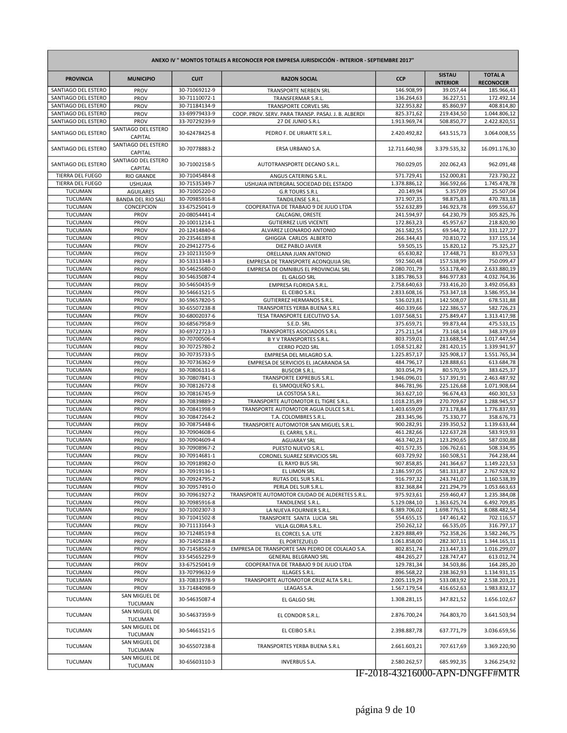| ANEXO IV " MONTOS TOTALES A RECONOCER POR EMPRESA JURISDICCIÓN - INTERIOR - SEPTIEMBRE 2017" | | | | | | |
|---|---|---|---|---|---|---|
| PROVINCIA | MUNICIPIO | CUIT | RAZON SOCIAL | CCP | SISTAU INTERIOR | TOTAL A RECONOCER |
| SANTIAGO DEL ESTERO | PROV | 30-71069212-9 | TRANSPORTE NERBEN SRL | 146.908,99 | 39.057,44 | 185.966,43 |
| SANTIAGO DEL ESTERO | PROV | 30-71110072-1 | TRANSFERMAR S.R.L. | 136.264,63 | 36.227,51 | 172.492,14 |
| SANTIAGO DEL ESTERO | PROV | 30-71184134-9 | TRANSPORTE CORVEL SRL | 322.953,82 | 85.860,97 | 408.814,80 |
| SANTIAGO DEL ESTERO | PROV | 33-69979433-9 | COOP. PROV. SERV. PARA TRANSP. PASAJ. J. B. ALBERDI | 825.371,62 | 219.434,50 | 1.044.806,12 |
| SANTIAGO DEL ESTERO | PROV | 33-70729239-9 | 27 DE JUNIO S.R.L | 1.913.969,74 | 508.850,77 | 2.422.820,51 |
| SANTIAGO DEL ESTERO | SANTIAGO DEL ESTERO CAPITAL | 30-62478425-8 | PEDRO F. DE URIARTE S.R.L. | 2.420.492,82 | 643.515,73 | 3.064.008,55 |
| SANTIAGO DEL ESTERO | SANTIAGO DEL ESTERO CAPITAL | 30-70778883-2 | ERSA URBANO S.A. | 12.711.640,98 | 3.379.535,32 | 16.091.176,30 |
| SANTIAGO DEL ESTERO | SANTIAGO DEL ESTERO CAPITAL | 30-71002158-5 | AUTOTRANSPORTE DECANO S.R.L. | 760.029,05 | 202.062,43 | 962.091,48 |
| TIERRA DEL FUEGO | RIO GRANDE | 30-71045484-8 | ANGUS CATERING S.R.L. | 571.729,41 | 152.000,81 | 723.730,22 |
| TIERRA DEL FUEGO | USHUAIA | 30-71535349-7 | USHUAIA INTERGRAL SOCIEDAD DEL ESTADO | 1.378.886,12 | 366.592,66 | 1.745.478,78 |
| TUCUMAN | AGUILARES | 30-71005220-0 | G.R TOURS S.R.L | 20.149,94 | 5.357,09 | 25.507,04 |
| TUCUMAN | BANDA DEL RIO SALI | 30-70985916-8 | TANDILENSE S.R.L. | 371.907,35 | 98.875,83 | 470.783,18 |
| TUCUMAN | CONCEPCION | 33-67525041-9 | COOPERATIVA DE TRABAJO 9 DE JULIO LTDA | 552.632,89 | 146.923,78 | 699.556,67 |
| TUCUMAN | PROV | 20-08054441-4 | CALCAGNI, ORESTE | 241.594,97 | 64.230,79 | 305.825,76 |
| TUCUMAN | PROV | 20-10011214-1 | GUTIERREZ LUIS VICENTE | 172.863,23 | 45.957,67 | 218.820,90 |
| TUCUMAN | PROV | 20-12414840-6 | ALVAREZ LEONARDO ANTONIO | 261.582,55 | 69.544,72 | 331.127,27 |
| TUCUMAN | PROV | 20-23546189-8 | GHIGGIA CARLOS ALBERTO | 266.344,43 | 70.810,72 | 337.155,14 |
| TUCUMAN | PROV | 20-29412775-6 | DIEZ PABLO JAVIER | 59.505,15 | 15.820,12 | 75.325,27 |
| TUCUMAN | PROV | 23-10213150-9 | ORELLANA JUAN ANTONIO | 65.630,82 | 17.448,71 | 83.079,53 |
| TUCUMAN | PROV | 30-53313348-3 | EMPRESA DE TRANSPORTE ACONQUIJA SRL | 592.560,48 | 157.538,99 | 750.099,47 |
| TUCUMAN | PROV | 30-54625680-0 | EMPRESA DE OMNIBUS EL PROVINCIAL SRL | 2.080.701,79 | 553.178,40 | 2.633.880,19 |
| TUCUMAN | PROV | 30-54635087-4 | EL GALGO SRL | 3.185.786,53 | 846.977,83 | 4.032.764,36 |
| TUCUMAN | PROV | 30-54650435-9 | EMPRESA FLORIDA S.R.L. | 2.758.640,63 | 733.416,20 | 3.492.056,83 |
| TUCUMAN | PROV | 30-54661521-5 | EL CEIBO S.R.L | 2.833.608,16 | 753.347,18 | 3.586.955,34 |
| TUCUMAN | PROV | 30-59657820-5 | GUTIERREZ HERMANOS S.R.L. | 536.023,81 | 142.508,07 | 678.531,88 |
| TUCUMAN | PROV | 30-65507238-8 | TRANSPORTES YERBA BUENA S.R.L | 460.339,66 | 122.386,57 | 582.726,23 |
| TUCUMAN | PROV | 30-68002037-6 | TESA TRANSPORTE EJECUTIVO S.A. | 1.037.568,51 | 275.849,47 | 1.313.417,98 |
| TUCUMAN | PROV | 30-68567958-9 | S.E.D. SRL | 375.659,71 | 99.873,44 | 475.533,15 |
| TUCUMAN | PROV | 30-69722723-3 | TRANSPORTES ASOCIADOS S.R.L | 275.211,54 | 73.168,14 | 348.379,69 |
| TUCUMAN | PROV | 30-70700506-4 | B Y V TRANSPORTES S.R.L. | 803.759,01 | 213.688,54 | 1.017.447,54 |
| TUCUMAN | PROV | 30-70725780-2 | CERRO POZO SRL | 1.058.521,82 | 281.420,15 | 1.339.941,97 |
| TUCUMAN | PROV | 30-70735733-5 | EMPRESA DEL MILAGRO S.A. | 1.225.857,17 | 325.908,17 | 1.551.765,34 |
| TUCUMAN | PROV | 30-70736362-9 | EMPRESA DE SERVICIOS EL JACARANDA SA | 484.796,17 | 128.888,61 | 613.684,78 |
| TUCUMAN | PROV | 30-70806131-6 | BUSCOR S.R.L. | 303.054,79 | 80.570,59 | 383.625,37 |
| TUCUMAN | PROV | 30-70807841-3 | TRANSPORTE EXPREBUS S.R.L. | 1.946.096,01 | 517.391,91 | 2.463.487,92 |
| TUCUMAN | PROV | 30-70812672-8 | EL SIMOQUEÑO S.R.L. | 846.781,96 | 225.126,68 | 1.071.908,64 |
| TUCUMAN | PROV | 30-70816745-9 | LA COSTOSA S.R.L. | 363.627,10 | 96.674,43 | 460.301,53 |
| TUCUMAN | PROV | 30-70839889-2 | TRANSPORTE AUTOMOTOR EL TIGRE S.R.L. | 1.018.235,89 | 270.709,67 | 1.288.945,57 |
| TUCUMAN | PROV | 30-70841998-9 | TRANSPORTE AUTOMOTOR AGUA DULCE S.R.L. | 1.403.659,09 | 373.178,84 | 1.776.837,93 |
| TUCUMAN | PROV | 30-70847264-2 | T.A. COLOMBRES S.R.L. | 283.345,96 | 75.330,77 | 358.676,73 |
| TUCUMAN | PROV | 30-70875448-6 | TRANSPORTE AUTOMOTOR SAN MIGUEL S.R.L. | 900.282,91 | 239.350,52 | 1.139.633,44 |
| TUCUMAN | PROV | 30-70904608-6 | EL CARRIL S.R.L. | 461.282,66 | 122.637,28 | 583.919,93 |
| TUCUMAN | PROV | 30-70904609-4 | AGUARAY SRL | 463.740,23 | 123.290,65 | 587.030,88 |
| TUCUMAN | PROV | 30-70908967-2 | PUESTO NUEVO S.R.L. | 401.572,35 | 106.762,61 | 508.334,95 |
| TUCUMAN | PROV | 30-70914681-1 | CORONEL SUAREZ SERVICIOS SRL | 603.729,92 | 160.508,51 | 764.238,44 |
| TUCUMAN | PROV | 30-70918982-0 | EL RAYO BUS SRL | 907.858,85 | 241.364,67 | 1.149.223,53 |
| TUCUMAN | PROV | 30-70919136-1 | EL LIMON SRL | 2.186.597,05 | 581.331,87 | 2.767.928,92 |
| TUCUMAN | PROV | 30-70924795-2 | RUTAS DEL SUR S.R.L. | 916.797,32 | 243.741,07 | 1.160.538,39 |
| TUCUMAN | PROV | 30-70957491-0 | PERLA DEL SUR S.R.L. | 832.368,84 | 221.294,79 | 1.053.663,63 |
| TUCUMAN | PROV | 30-70961927-2 | TRANSPORTE AUTOMOTOR CIUDAD DE ALDERETES S.R.L. | 975.923,61 | 259.460,47 | 1.235.384,08 |
| TUCUMAN | PROV | 30-70985916-8 | TANDILENSE S.R.L. | 5.129.084,10 | 1.363.625,74 | 6.492.709,85 |
| TUCUMAN | PROV | 30-71002307-3 | LA NUEVA FOURNIER S.R.L. | 6.389.706,02 | 1.698.776,51 | 8.088.482,54 |
| TUCUMAN | PROV | 30-71041502-8 | TRANSPORTE SANTA LUCIA SRL | 554.655,15 | 147.461,42 | 702.116,57 |
| TUCUMAN | PROV | 30-71113164-3 | VILLA GLORIA S.R.L. | 250.262,12 | 66.535,05 | 316.797,17 |
| TUCUMAN | PROV | 30-71248519-8 | EL CORCEL S.A. UTE | 2.829.888,49 | 752.358,26 | 3.582.246,75 |
| TUCUMAN | PROV | 30-71405238-8 | EL PORTEZUELO | 1.061.858,00 | 282.307,11 | 1.344.165,11 |
| TUCUMAN | PROV | 30-71458562-9 | EMPRESA DE TRANSPORTE SAN PEDRO DE COLALAO S.A. | 802.851,74 | 213.447,33 | 1.016.299,07 |
| TUCUMAN | PROV | 33-54565229-9 | GENERAL BELGRANO SRL | 484.265,27 | 128.747,47 | 613.012,74 |
| TUCUMAN | PROV | 33-67525041-9 | COOPERATIVA DE TRABAJO 9 DE JULIO LTDA | 129.781,34 | 34.503,86 | 164.285,20 |
| TUCUMAN | PROV | 33-70799632-9 | ILLAGES S.R.L. | 896.568,22 | 238.362,93 | 1.134.931,15 |
| TUCUMAN | PROV | 33-70831978-9 | TRANSPORTE AUTOMOTOR CRUZ ALTA S.R.L. | 2.005.119,29 | 533.083,92 | 2.538.203,21 |
| TUCUMAN | PROV | 33-71484098-9 | LEAGAS S.A. | 1.567.179,54 | 416.652,63 | 1.983.832,17 |
| TUCUMAN | SAN MIGUEL DE TUCUMAN | 30-54635087-4 | EL GALGO SRL | 1.308.281,15 | 347.821,52 | 1.656.102,67 |
| TUCUMAN | SAN MIGUEL DE TUCUMAN | 30-54637359-9 | EL CONDOR S.R.L. | 2.876.700,24 | 764.803,70 | 3.641.503,94 |
| TUCUMAN | SAN MIGUEL DE TUCUMAN | 30-54661521-5 | EL CEIBO S.R.L | 2.398.887,78 | 637.771,79 | 3.036.659,56 |
| TUCUMAN | SAN MIGUEL DE TUCUMAN | 30-65507238-8 | TRANSPORTES YERBA BUENA S.R.L | 2.661.603,21 | 707.617,69 | 3.369.220,90 |
| TUCUMAN | SAN MIGUEL DE TUCUMAN | 30-65603110-3 | INVERBUS S.A. | 2.580.262,57 | 685.992,35 | 3.266.254,92 |

IF-2018-43216000-APN-DNGFF#MTR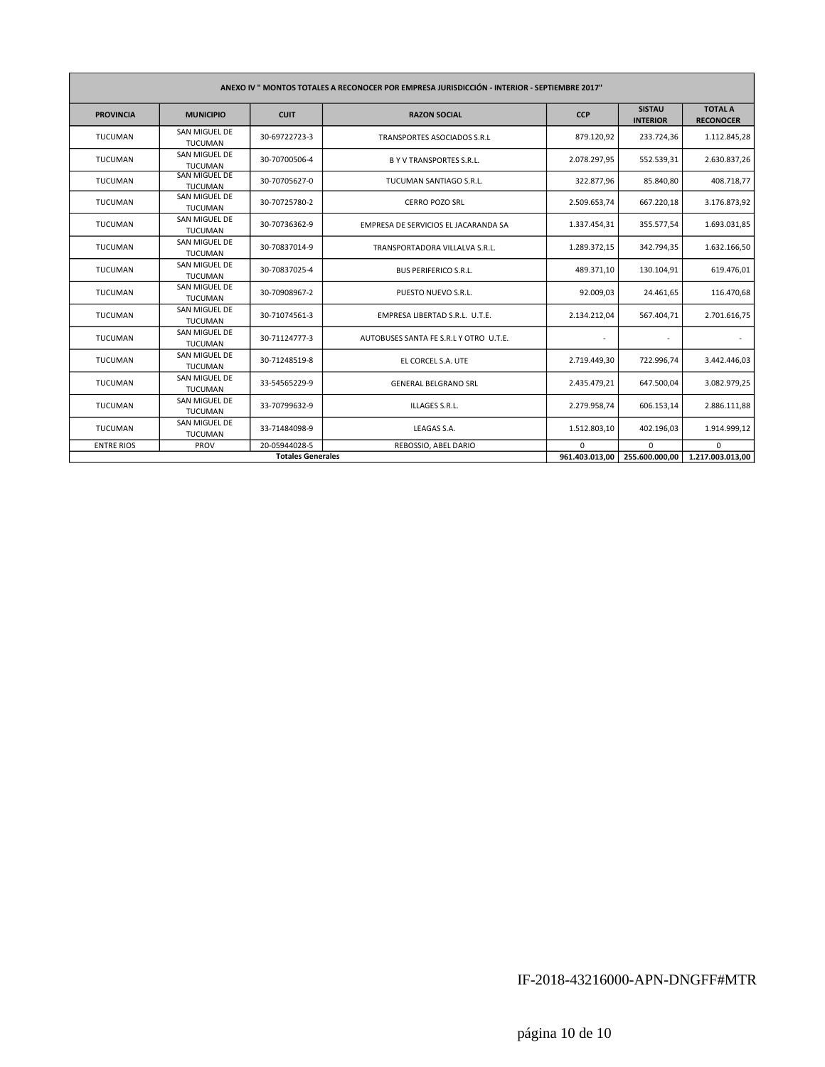| ANEXO IV " MONTOS TOTALES A RECONOCER POR EMPRESA JURISDICCIÓN - INTERIOR - SEPTIEMBRE 2017" | | | | | | |
|---|---|---|---|---|---|---|
| PROVINCIA | MUNICIPIO | CUIT | RAZON SOCIAL | CCP | SISTAU INTERIOR | TOTAL A RECONOCER |
| TUCUMAN | SAN MIGUEL DE TUCUMAN | 30-69722723-3 | TRANSPORTES ASOCIADOS S.R.L | 879.120,92 | 233.724,36 | 1.112.845,28 |
| TUCUMAN | SAN MIGUEL DE TUCUMAN | 30-70700506-4 | B Y V TRANSPORTES S.R.L. | 2.078.297,95 | 552.539,31 | 2.630.837,26 |
| TUCUMAN | SAN MIGUEL DE TUCUMAN | 30-70705627-0 | TUCUMAN SANTIAGO S.R.L. | 322.877,96 | 85.840,80 | 408.718,77 |
| TUCUMAN | SAN MIGUEL DE TUCUMAN | 30-70725780-2 | CERRO POZO SRL | 2.509.653,74 | 667.220,18 | 3.176.873,92 |
| TUCUMAN | SAN MIGUEL DE TUCUMAN | 30-70736362-9 | EMPRESA DE SERVICIOS EL JACARANDA SA | 1.337.454,31 | 355.577,54 | 1.693.031,85 |
| TUCUMAN | SAN MIGUEL DE TUCUMAN | 30-70837014-9 | TRANSPORTADORA VILLALVA S.R.L. | 1.289.372,15 | 342.794,35 | 1.632.166,50 |
| TUCUMAN | SAN MIGUEL DE TUCUMAN | 30-70837025-4 | BUS PERIFERICO S.R.L. | 489.371,10 | 130.104,91 | 619.476,01 |
| TUCUMAN | SAN MIGUEL DE TUCUMAN | 30-70908967-2 | PUESTO NUEVO S.R.L. | 92.009,03 | 24.461,65 | 116.470,68 |
| TUCUMAN | SAN MIGUEL DE TUCUMAN | 30-71074561-3 | EMPRESA LIBERTAD S.R.L. U.T.E. | 2.134.212,04 | 567.404,71 | 2.701.616,75 |
| TUCUMAN | SAN MIGUEL DE TUCUMAN | 30-71124777-3 | AUTOBUSES SANTA FE S.R.L Y OTRO U.T.E. | - | - | - |
| TUCUMAN | SAN MIGUEL DE TUCUMAN | 30-71248519-8 | EL CORCEL S.A. UTE | 2.719.449,30 | 722.996,74 | 3.442.446,03 |
| TUCUMAN | SAN MIGUEL DE TUCUMAN | 33-54565229-9 | GENERAL BELGRANO SRL | 2.435.479,21 | 647.500,04 | 3.082.979,25 |
| TUCUMAN | SAN MIGUEL DE TUCUMAN | 33-70799632-9 | ILLAGES S.R.L. | 2.279.958,74 | 606.153,14 | 2.886.111,88 |
| TUCUMAN | SAN MIGUEL DE TUCUMAN | 33-71484098-9 | LEAGAS S.A. | 1.512.803,10 | 402.196,03 | 1.914.999,12 |
| ENTRE RIOS | PROV | 20-05944028-5 | REBOSSIO, ABEL DARIO | 0 | 0 | 0 |
| **Totales Generales** | | | | **961.403.013,00** | **255.600.000,00** | **1.217.003.013,00** |

IF-2018-43216000-APN-DNGFF#MTR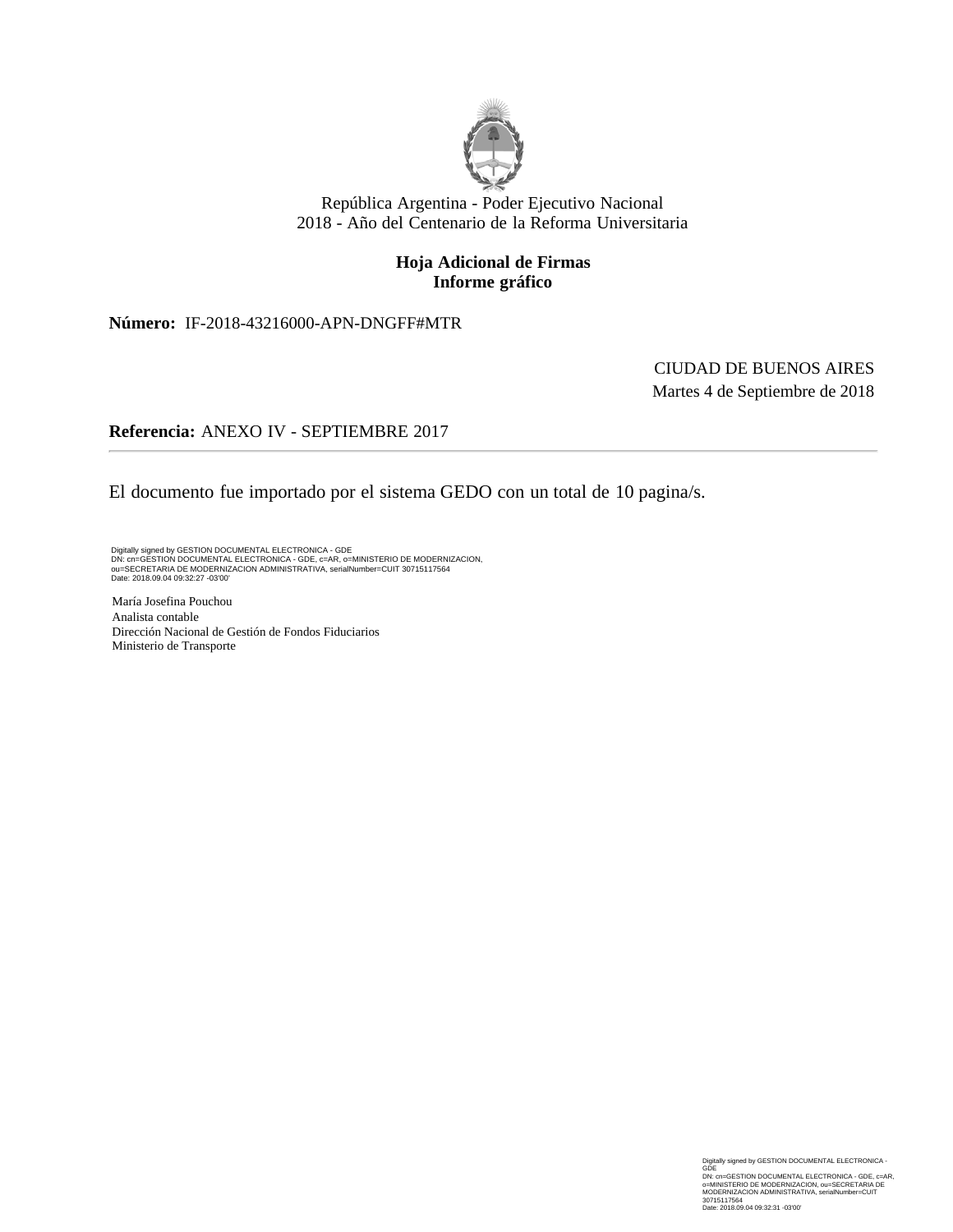República Argentina - Poder Ejecutivo Nacional
2018 - Año del Centenario de la Reforma Universitaria

**Hoja Adicional de Firmas**
**Informe gráfico**

**Número:** IF-2018-43216000-APN-DNGFF#MTR

CIUDAD DE BUENOS AIRES
Martes 4 de Septiembre de 2018

**Referencia:** ANEXO IV - SEPTIEMBRE 2017

El documento fue importado por el sistema GEDO con un total de 10 pagina/s.

Digitally signed by GESTION DOCUMENTAL ELECTRONICA - GDE
DN: cn=GESTION DOCUMENTAL ELECTRONICA - GDE, c=AR, o=MINISTERIO DE MODERNIZACION, ou=SECRETARIA DE MODERNIZACION ADMINISTRATIVA, serialNumber=CUIT 30715117564
Date: 2018.09.04 09:32:27 -03'00'

María Josefina Pouchou
Analista contable
Dirección Nacional de Gestión de Fondos Fiduciarios
Ministerio de Transporte

Digitally signed by GESTION DOCUMENTAL ELECTRONICA - GDE
DN: cn=GESTION DOCUMENTAL ELECTRONICA - GDE, c=AR, o=MINISTERIO DE MODERNIZACION, ou=SECRETARIA DE MODERNIZACION ADMINISTRATIVA, serialNumber=CUIT 30715117564
Date: 2018.09.04 09:32:31 -03'00'